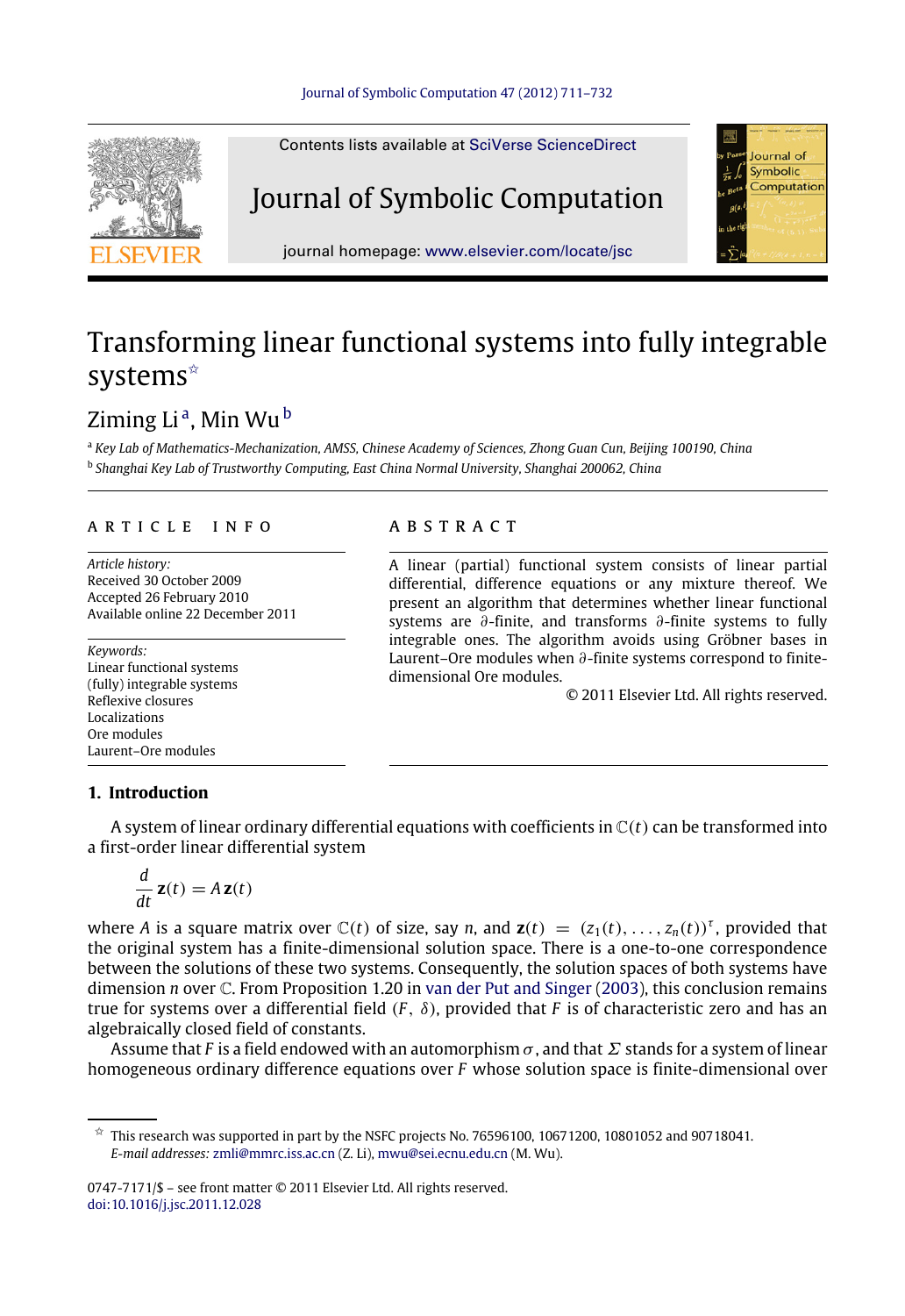# Transforming linear functional systems into fully integrable systems ☆

Ziming Li [a], Min Wu [b]

[a] *Key Lab of Mathematics-Mechanization, AMSS, Chinese Academy of Sciences, Zhong Guan Cun, Beijing 100190, China*

[b] *Shanghai Key Lab of Trustworthy Computing, East China Normal University, Shanghai 200062, China*

## ARTICLE INFO

*Article history:*
Received 30 October 2009
Accepted 26 February 2010
Available online 22 December 2011

*Keywords:*
Linear functional systems
(fully) integrable systems
Reflexive closures
Localizations
Ore modules
Laurent–Ore modules

## ABSTRACT

A linear (partial) functional system consists of linear partial differential, difference equations or any mixture thereof. We present an algorithm that determines whether linear functional systems are $\partial$-finite, and transforms $\partial$-finite systems to fully integrable ones. The algorithm avoids using Gröbner bases in Laurent–Ore modules when $\partial$-finite systems correspond to finite-dimensional Ore modules.

© 2011 Elsevier Ltd. All rights reserved.

## 1. Introduction

A system of linear ordinary differential equations with coefficients in $\mathbb{C}(t)$ can be transformed into a first-order linear differential system

$$\frac{d}{dt}\mathbf{z}(t) = A\,\mathbf{z}(t)$$

where $A$ is a square matrix over $\mathbb{C}(t)$ of size, say $n$, and $\mathbf{z}(t) = (z_1(t), \ldots, z_n(t))^\tau$, provided that the original system has a finite-dimensional solution space. There is a one-to-one correspondence between the solutions of these two systems. Consequently, the solution spaces of both systems have dimension $n$ over $\mathbb{C}$. From Proposition 1.20 in van der Put and Singer (2003), this conclusion remains true for systems over a differential field $(F, \delta)$, provided that $F$ is of characteristic zero and has an algebraically closed field of constants.

Assume that $F$ is a field endowed with an automorphism $\sigma$, and that $\Sigma$ stands for a system of linear homogeneous ordinary difference equations over $F$ whose solution space is finite-dimensional over

☆ This research was supported in part by the NSFC projects No. 76596100, 10671200, 10801052 and 90718041.
*E-mail addresses:* zmli@mmrc.iss.ac.cn (Z. Li), mwu@sei.ecnu.edu.cn (M. Wu).

0747-7171/$ – see front matter © 2011 Elsevier Ltd. All rights reserved.
doi:10.1016/j.jsc.2011.12.028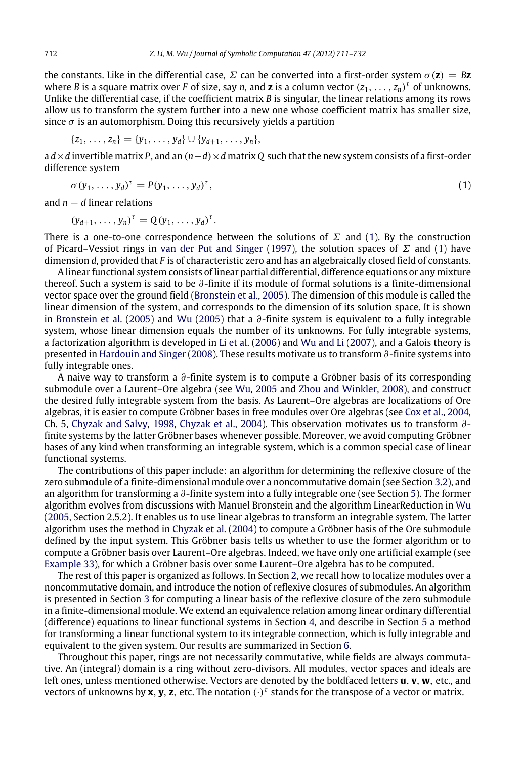the constants. Like in the differential case, $\Sigma$ can be converted into a first-order system $\sigma(\mathbf{z}) = B\mathbf{z}$ where $B$ is a square matrix over $F$ of size, say $n$, and $\mathbf{z}$ is a column vector $(z_1, \ldots, z_n)^\tau$ of unknowns. Unlike the differential case, if the coefficient matrix $B$ is singular, the linear relations among its rows allow us to transform the system further into a new one whose coefficient matrix has smaller size, since $\sigma$ is an automorphism. Doing this recursively yields a partition

$$\{z_1, \ldots, z_n\} = \{y_1, \ldots, y_d\} \cup \{y_{d+1}, \ldots, y_n\},$$

a $d \times d$ invertible matrix $P$, and an $(n-d) \times d$ matrix $Q$ such that the new system consists of a first-order difference system

$$\sigma(y_1, \ldots, y_d)^\tau = P(y_1, \ldots, y_d)^\tau, \tag{1}$$

and $n - d$ linear relations

$$(y_{d+1}, \ldots, y_n)^\tau = Q(y_1, \ldots, y_d)^\tau.$$

There is a one-to-one correspondence between the solutions of $\Sigma$ and (1). By the construction of Picard–Vessiot rings in van der Put and Singer (1997), the solution spaces of $\Sigma$ and (1) have dimension $d$, provided that $F$ is of characteristic zero and has an algebraically closed field of constants.

A linear functional system consists of linear partial differential, difference equations or any mixture thereof. Such a system is said to be $\partial$-finite if its module of formal solutions is a finite-dimensional vector space over the ground field (Bronstein et al., 2005). The dimension of this module is called the linear dimension of the system, and corresponds to the dimension of its solution space. It is shown in Bronstein et al. (2005) and Wu (2005) that a $\partial$-finite system is equivalent to a fully integrable system, whose linear dimension equals the number of its unknowns. For fully integrable systems, a factorization algorithm is developed in Li et al. (2006) and Wu and Li (2007), and a Galois theory is presented in Hardouin and Singer (2008). These results motivate us to transform $\partial$-finite systems into fully integrable ones.

A naive way to transform a $\partial$-finite system is to compute a Gröbner basis of its corresponding submodule over a Laurent–Ore algebra (see Wu, 2005 and Zhou and Winkler, 2008), and construct the desired fully integrable system from the basis. As Laurent–Ore algebras are localizations of Ore algebras, it is easier to compute Gröbner bases in free modules over Ore algebras (see Cox et al., 2004, Ch. 5, Chyzak and Salvy, 1998, Chyzak et al., 2004). This observation motivates us to transform $\partial$-finite systems by the latter Gröbner bases whenever possible. Moreover, we avoid computing Gröbner bases of any kind when transforming an integrable system, which is a common special case of linear functional systems.

The contributions of this paper include: an algorithm for determining the reflexive closure of the zero submodule of a finite-dimensional module over a noncommutative domain (see Section 3.2), and an algorithm for transforming a $\partial$-finite system into a fully integrable one (see Section 5). The former algorithm evolves from discussions with Manuel Bronstein and the algorithm LinearReduction in Wu (2005, Section 2.5.2). It enables us to use linear algebras to transform an integrable system. The latter algorithm uses the method in Chyzak et al. (2004) to compute a Gröbner basis of the Ore submodule defined by the input system. This Gröbner basis tells us whether to use the former algorithm or to compute a Gröbner basis over Laurent–Ore algebras. Indeed, we have only one artificial example (see Example 33), for which a Gröbner basis over some Laurent–Ore algebra has to be computed.

The rest of this paper is organized as follows. In Section 2, we recall how to localize modules over a noncommutative domain, and introduce the notion of reflexive closures of submodules. An algorithm is presented in Section 3 for computing a linear basis of the reflexive closure of the zero submodule in a finite-dimensional module. We extend an equivalence relation among linear ordinary differential (difference) equations to linear functional systems in Section 4, and describe in Section 5 a method for transforming a linear functional system to its integrable connection, which is fully integrable and equivalent to the given system. Our results are summarized in Section 6.

Throughout this paper, rings are not necessarily commutative, while fields are always commutative. An (integral) domain is a ring without zero-divisors. All modules, vector spaces and ideals are left ones, unless mentioned otherwise. Vectors are denoted by the boldfaced letters $\mathbf{u}$, $\mathbf{v}$, $\mathbf{w}$, etc., and vectors of unknowns by $\mathbf{x}$, $\mathbf{y}$, $\mathbf{z}$, etc. The notation $(\cdot)^\tau$ stands for the transpose of a vector or matrix.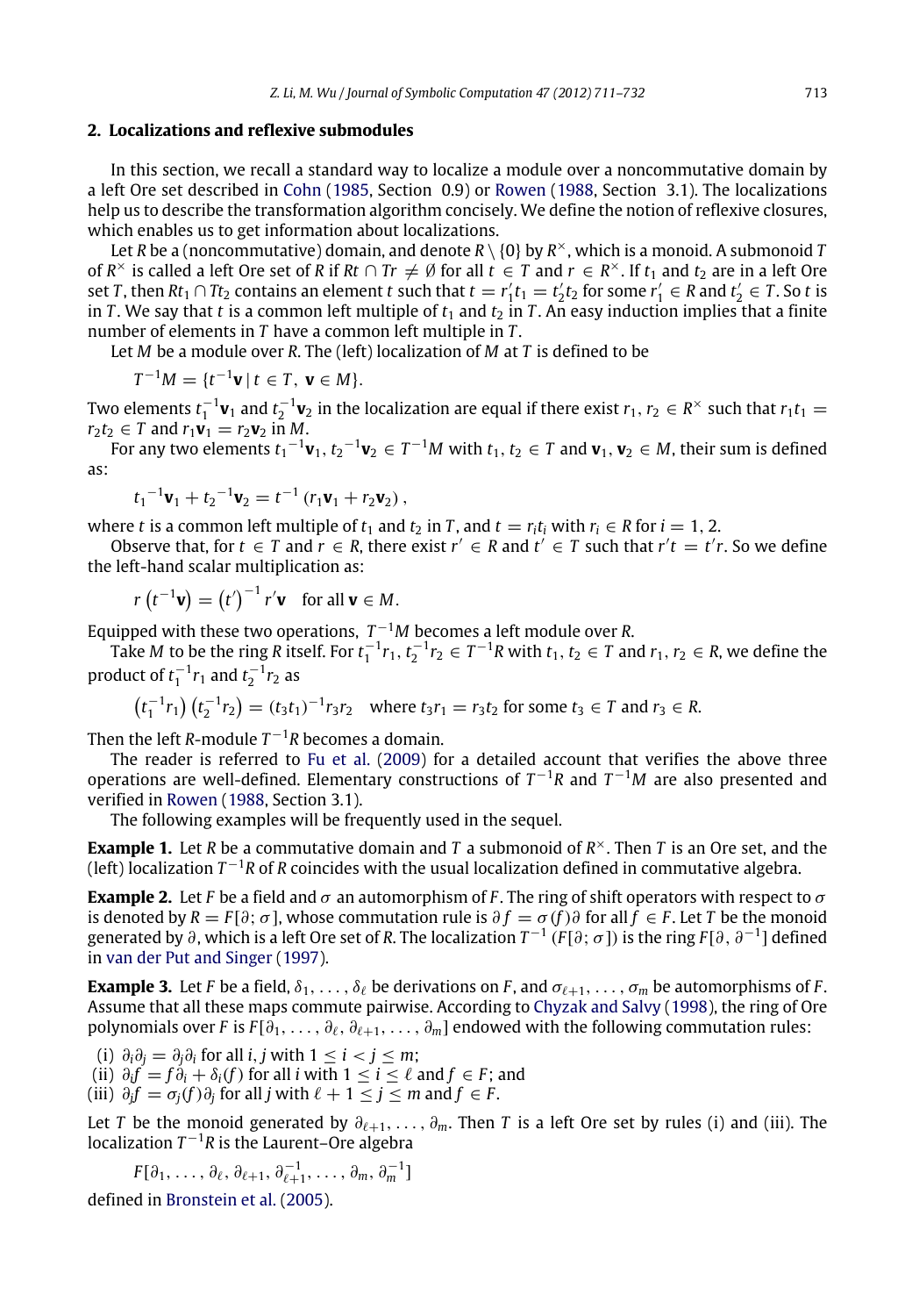## 2. Localizations and reflexive submodules

In this section, we recall a standard way to localize a module over a noncommutative domain by a left Ore set described in Cohn (1985, Section 0.9) or Rowen (1988, Section 3.1). The localizations help us to describe the transformation algorithm concisely. We define the notion of reflexive closures, which enables us to get information about localizations.

Let $R$ be a (noncommutative) domain, and denote $R \setminus \{0\}$ by $R^{\times}$, which is a monoid. A submonoid $T$ of $R^{\times}$ is called a left Ore set of $R$ if $Rt \cap Tr \neq \emptyset$ for all $t \in T$ and $r \in R^{\times}$. If $t_1$ and $t_2$ are in a left Ore set $T$, then $Rt_1 \cap Tt_2$ contains an element $t$ such that $t = r_1' t_1 = t_2' t_2$ for some $r_1' \in R$ and $t_2' \in T$. So $t$ is in $T$. We say that $t$ is a common left multiple of $t_1$ and $t_2$ in $T$. An easy induction implies that a finite number of elements in $T$ have a common left multiple in $T$.

Let $M$ be a module over $R$. The (left) localization of $M$ at $T$ is defined to be

$$T^{-1}M = \{t^{-1}\mathbf{v} \mid t \in T, \ \mathbf{v} \in M\}.$$

Two elements $t_1^{-1}\mathbf{v}_1$ and $t_2^{-1}\mathbf{v}_2$ in the localization are equal if there exist $r_1, r_2 \in R^{\times}$ such that $r_1 t_1 = r_2 t_2 \in T$ and $r_1\mathbf{v}_1 = r_2\mathbf{v}_2$ in $M$.

For any two elements $t_1{}^{-1}\mathbf{v}_1, t_2{}^{-1}\mathbf{v}_2 \in T^{-1}M$ with $t_1, t_2 \in T$ and $\mathbf{v}_1, \mathbf{v}_2 \in M$, their sum is defined as:

$$t_1{}^{-1}\mathbf{v}_1 + t_2{}^{-1}\mathbf{v}_2 = t^{-1}\left(r_1\mathbf{v}_1 + r_2\mathbf{v}_2\right),$$

where $t$ is a common left multiple of $t_1$ and $t_2$ in $T$, and $t = r_i t_i$ with $r_i \in R$ for $i = 1, 2$.

Observe that, for $t \in T$ and $r \in R$, there exist $r' \in R$ and $t' \in T$ such that $r't = t'r$. So we define the left-hand scalar multiplication as:

$$r\left(t^{-1}\mathbf{v}\right) = \left(t'\right)^{-1} r'\mathbf{v} \quad \text{for all } \mathbf{v} \in M.$$

Equipped with these two operations, $T^{-1}M$ becomes a left module over $R$.

Take $M$ to be the ring $R$ itself. For $t_1^{-1}r_1, t_2^{-1}r_2 \in T^{-1}R$ with $t_1, t_2 \in T$ and $r_1, r_2 \in R$, we define the product of $t_1^{-1}r_1$ and $t_2^{-1}r_2$ as

$$\left(t_1^{-1}r_1\right)\left(t_2^{-1}r_2\right) = (t_3t_1)^{-1}r_3r_2 \quad \text{where } t_3r_1 = r_3t_2 \text{ for some } t_3 \in T \text{ and } r_3 \in R.$$

Then the left $R$-module $T^{-1}R$ becomes a domain.

The reader is referred to Fu et al. (2009) for a detailed account that verifies the above three operations are well-defined. Elementary constructions of $T^{-1}R$ and $T^{-1}M$ are also presented and verified in Rowen (1988, Section 3.1).

The following examples will be frequently used in the sequel.

**Example 1.** Let $R$ be a commutative domain and $T$ a submonoid of $R^{\times}$. Then $T$ is an Ore set, and the (left) localization $T^{-1}R$ of $R$ coincides with the usual localization defined in commutative algebra.

**Example 2.** Let $F$ be a field and $\sigma$ an automorphism of $F$. The ring of shift operators with respect to $\sigma$ is denoted by $R = F[\partial; \sigma]$, whose commutation rule is $\partial f = \sigma(f)\partial$ for all $f \in F$. Let $T$ be the monoid generated by $\partial$, which is a left Ore set of $R$. The localization $T^{-1}\left(F[\partial; \sigma]\right)$ is the ring $F[\partial, \partial^{-1}]$ defined in van der Put and Singer (1997).

**Example 3.** Let $F$ be a field, $\delta_1, \ldots, \delta_\ell$ be derivations on $F$, and $\sigma_{\ell+1}, \ldots, \sigma_m$ be automorphisms of $F$. Assume that all these maps commute pairwise. According to Chyzak and Salvy (1998), the ring of Ore polynomials over $F$ is $F[\partial_1, \ldots, \partial_\ell, \partial_{\ell+1}, \ldots, \partial_m]$ endowed with the following commutation rules:

(i) $\partial_i\partial_j = \partial_j\partial_i$ for all $i, j$ with $1 \leq i < j \leq m$;
(ii) $\partial_i f = f\partial_i + \delta_i(f)$ for all $i$ with $1 \leq i \leq \ell$ and $f \in F$; and
(iii) $\partial_j f = \sigma_j(f)\partial_j$ for all $j$ with $\ell + 1 \leq j \leq m$ and $f \in F$.

Let $T$ be the monoid generated by $\partial_{\ell+1}, \ldots, \partial_m$. Then $T$ is a left Ore set by rules (i) and (iii). The localization $T^{-1}R$ is the Laurent–Ore algebra

$$F[\partial_1, \ldots, \partial_\ell, \partial_{\ell+1}, \partial_{\ell+1}^{-1}, \ldots, \partial_m, \partial_m^{-1}]$$

defined in Bronstein et al. (2005).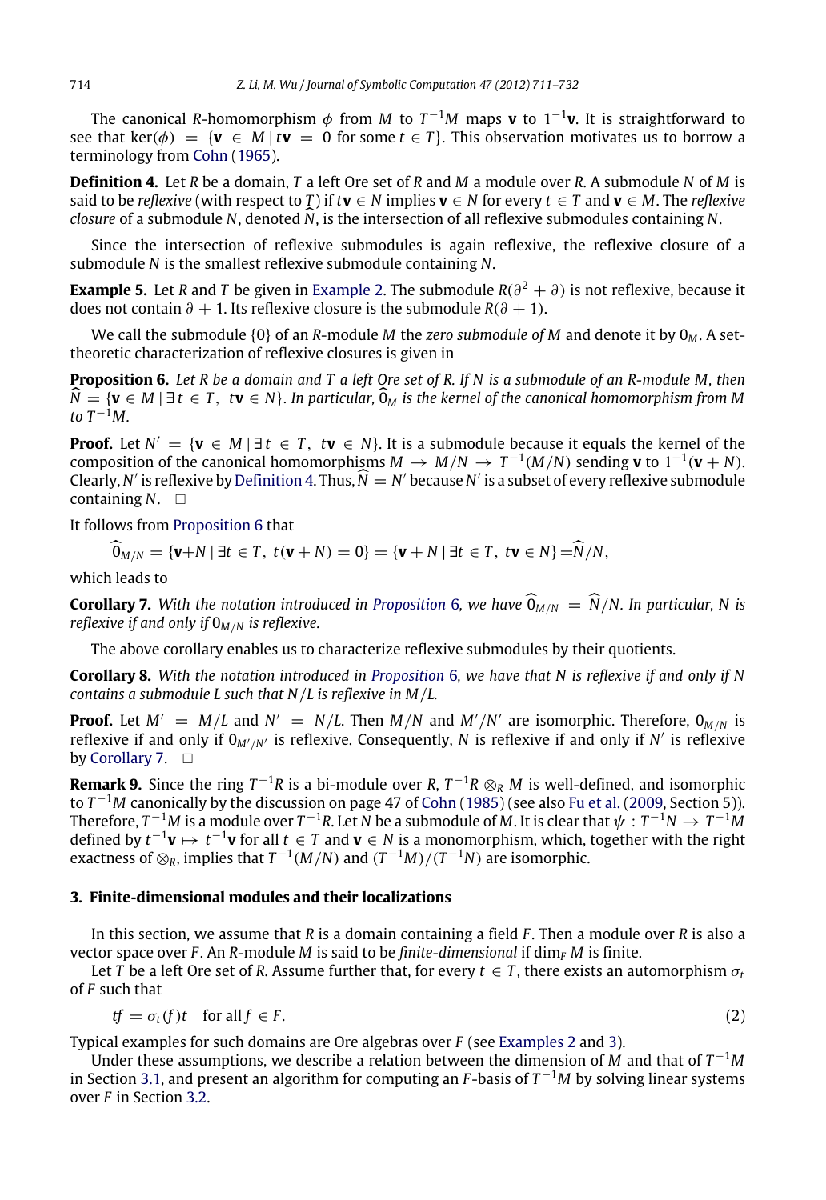The canonical $R$-homomorphism $\phi$ from $M$ to $T^{-1}M$ maps $\mathbf{v}$ to $1^{-1}\mathbf{v}$. It is straightforward to see that $\ker(\phi) = \{\mathbf{v} \in M \mid t\mathbf{v} = 0 \text{ for some } t \in T\}$. This observation motivates us to borrow a terminology from Cohn (1965).

**Definition 4.** Let $R$ be a domain, $T$ a left Ore set of $R$ and $M$ a module over $R$. A submodule $N$ of $M$ is said to be *reflexive* (with respect to $T$) if $t\mathbf{v} \in N$ implies $\mathbf{v} \in N$ for every $t \in T$ and $\mathbf{v} \in M$. The *reflexive closure* of a submodule $N$, denoted $\widehat{N}$, is the intersection of all reflexive submodules containing $N$.

Since the intersection of reflexive submodules is again reflexive, the reflexive closure of a submodule $N$ is the smallest reflexive submodule containing $N$.

**Example 5.** Let $R$ and $T$ be given in Example 2. The submodule $R(\partial^2 + \partial)$ is not reflexive, because it does not contain $\partial + 1$. Its reflexive closure is the submodule $R(\partial + 1)$.

We call the submodule $\{0\}$ of an $R$-module $M$ the *zero submodule of* $M$ and denote it by $0_M$. A set-theoretic characterization of reflexive closures is given in

**Proposition 6.** *Let $R$ be a domain and $T$ a left Ore set of $R$. If $N$ is a submodule of an $R$-module $M$, then $\widehat{N} = \{\mathbf{v} \in M \mid \exists\, t \in T,\ t\mathbf{v} \in N\}$. In particular, $\widehat{0}_M$ is the kernel of the canonical homomorphism from $M$ to $T^{-1}M$.*

**Proof.** Let $N' = \{\mathbf{v} \in M \mid \exists\, t \in T,\ t\mathbf{v} \in N\}$. It is a submodule because it equals the kernel of the composition of the canonical homomorphisms $M \to M/N \to T^{-1}(M/N)$ sending $\mathbf{v}$ to $1^{-1}(\mathbf{v} + N)$. Clearly, $N'$ is reflexive by Definition 4. Thus, $\widehat{N} = N'$ because $N'$ is a subset of every reflexive submodule containing $N$. $\square$

It follows from Proposition 6 that

$$\widehat{0}_{M/N} = \{\mathbf{v}+N \mid \exists\, t \in T,\ t(\mathbf{v} + N) = 0\} = \{\mathbf{v} + N \mid \exists t \in T,\ t\mathbf{v} \in N\} = \widehat{N}/N,$$

which leads to

**Corollary 7.** *With the notation introduced in Proposition 6, we have $\widehat{0}_{M/N} = \widehat{N}/N$. In particular, $N$ is reflexive if and only if $0_{M/N}$ is reflexive.*

The above corollary enables us to characterize reflexive submodules by their quotients.

**Corollary 8.** *With the notation introduced in Proposition 6, we have that $N$ is reflexive if and only if $N$ contains a submodule $L$ such that $N/L$ is reflexive in $M/L$.*

**Proof.** Let $M' = M/L$ and $N' = N/L$. Then $M/N$ and $M'/N'$ are isomorphic. Therefore, $0_{M/N}$ is reflexive if and only if $0_{M'/N'}$ is reflexive. Consequently, $N$ is reflexive if and only if $N'$ is reflexive by Corollary 7. $\square$

**Remark 9.** Since the ring $T^{-1}R$ is a bi-module over $R$, $T^{-1}R \otimes_R M$ is well-defined, and isomorphic to $T^{-1}M$ canonically by the discussion on page 47 of Cohn (1985) (see also Fu et al. (2009, Section 5)). Therefore, $T^{-1}M$ is a module over $T^{-1}R$. Let $N$ be a submodule of $M$. It is clear that $\psi : T^{-1}N \to T^{-1}M$ defined by $t^{-1}\mathbf{v} \mapsto t^{-1}\mathbf{v}$ for all $t \in T$ and $\mathbf{v} \in N$ is a monomorphism, which, together with the right exactness of $\otimes_R$, implies that $T^{-1}(M/N)$ and $(T^{-1}M)/(T^{-1}N)$ are isomorphic.

## 3. Finite-dimensional modules and their localizations

In this section, we assume that $R$ is a domain containing a field $F$. Then a module over $R$ is also a vector space over $F$. An $R$-module $M$ is said to be *finite-dimensional* if $\dim_F M$ is finite.

Let $T$ be a left Ore set of $R$. Assume further that, for every $t \in T$, there exists an automorphism $\sigma_t$ of $F$ such that

$$tf = \sigma_t(f)t \quad \text{for all } f \in F. \tag{2}$$

Typical examples for such domains are Ore algebras over $F$ (see Examples 2 and 3).

Under these assumptions, we describe a relation between the dimension of $M$ and that of $T^{-1}M$ in Section 3.1, and present an algorithm for computing an $F$-basis of $T^{-1}M$ by solving linear systems over $F$ in Section 3.2.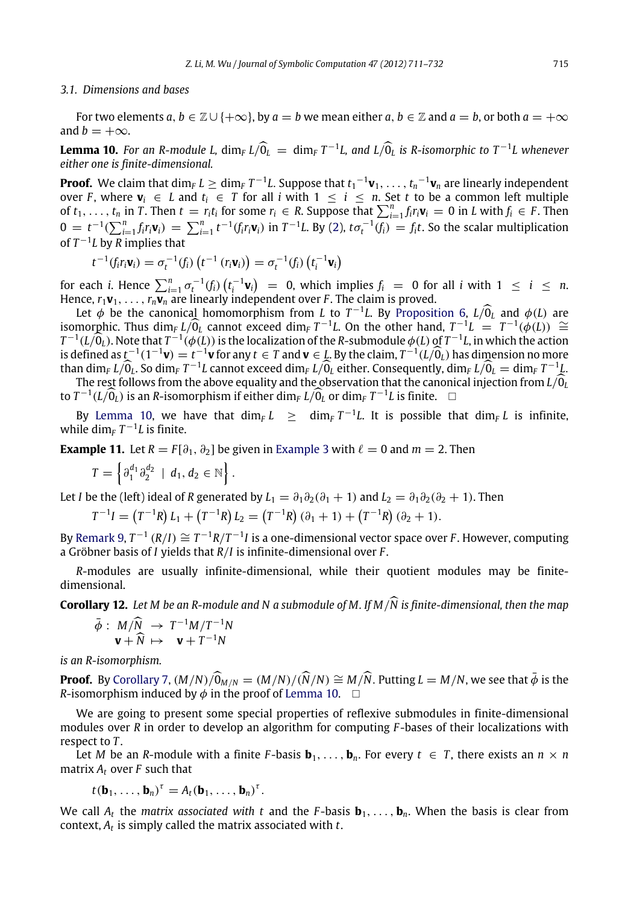### 3.1. Dimensions and bases

For two elements $a, b \in \mathbb{Z} \cup \{+\infty\}$, by $a = b$ we mean either $a, b \in \mathbb{Z}$ and $a = b$, or both $a = +\infty$ and $b = +\infty$.

**Lemma 10.** *For an R-module L,* $\dim_F L/\widehat{0}_L = \dim_F T^{-1}L$*, and* $L/\widehat{0}_L$ *is R-isomorphic to* $T^{-1}L$ *whenever either one is finite-dimensional.*

**Proof.** We claim that $\dim_F L \geq \dim_F T^{-1}L$. Suppose that $t_1{}^{-1}\mathbf{v}_1, \ldots, t_n{}^{-1}\mathbf{v}_n$ are linearly independent over $F$, where $\mathbf{v}_i \in L$ and $t_i \in T$ for all $i$ with $1 \leq i \leq n$. Set $t$ to be a common left multiple of $t_1, \ldots, t_n$ in $T$. Then $t = r_i t_i$ for some $r_i \in R$. Suppose that $\sum_{i=1}^{n} f_i r_i \mathbf{v}_i = 0$ in $L$ with $f_i \in F$. Then $0 = t^{-1}(\sum_{i=1}^{n} f_i r_i \mathbf{v}_i) = \sum_{i=1}^{n} t^{-1}(f_i r_i \mathbf{v}_i)$ in $T^{-1}L$. By (2), $t\sigma_t^{-1}(f_i) = f_i t$. So the scalar multiplication of $T^{-1}L$ by $R$ implies that

$$t^{-1}(f_i r_i \mathbf{v}_i) = \sigma_t^{-1}(f_i)\left(t^{-1}(r_i \mathbf{v}_i)\right) = \sigma_t^{-1}(f_i)\left(t_i^{-1}\mathbf{v}_i\right)$$

for each $i$. Hence $\sum_{i=1}^{n} \sigma_t^{-1}(f_i)\left(t_i^{-1}\mathbf{v}_i\right) = 0$, which implies $f_i = 0$ for all $i$ with $1 \leq i \leq n$. Hence, $r_1\mathbf{v}_1, \ldots, r_n\mathbf{v}_n$ are linearly independent over $F$. The claim is proved.

Let $\phi$ be the canonical homomorphism from $L$ to $T^{-1}L$. By Proposition 6, $L/\widehat{0}_L$ and $\phi(L)$ are isomorphic. Thus $\dim_F L/\widehat{0}_L$ cannot exceed $\dim_F T^{-1}L$. On the other hand, $T^{-1}L = T^{-1}(\phi(L)) \cong T^{-1}(L/\widehat{0}_L)$. Note that $T^{-1}(\phi(L))$ is the localization of the $R$-submodule $\phi(L)$ of $T^{-1}L$, in which the action is defined as $t^{-1}(1^{-1}\mathbf{v}) = t^{-1}\mathbf{v}$ for any $t \in T$ and $\mathbf{v} \in L$. By the claim, $T^{-1}(L/\widehat{0}_L)$ has dimension no more than $\dim_F L/\widehat{0}_L$. So $\dim_F T^{-1}L$ cannot exceed $\dim_F L/\widehat{0}_L$ either. Consequently, $\dim_F L/\widehat{0}_L = \dim_F T^{-1}L$.

The rest follows from the above equality and the observation that the canonical injection from $L/\widehat{0}_L$ to $T^{-1}(L/\widehat{0}_L)$ is an $R$-isomorphism if either $\dim_F L/\widehat{0}_L$ or $\dim_F T^{-1}L$ is finite. $\square$

By Lemma 10, we have that $\dim_F L \geq \dim_F T^{-1}L$. It is possible that $\dim_F L$ is infinite, while $\dim_F T^{-1}L$ is finite.

**Example 11.** Let $R = F[\partial_1, \partial_2]$ be given in Example 3 with $\ell = 0$ and $m = 2$. Then

$$T = \left\{ \partial_1^{d_1}\partial_2^{d_2} \mid d_1, d_2 \in \mathbb{N} \right\}.$$

Let $I$ be the (left) ideal of $R$ generated by $L_1 = \partial_1\partial_2(\partial_1 + 1)$ and $L_2 = \partial_1\partial_2(\partial_2 + 1)$. Then

$$T^{-1}I = \left(T^{-1}R\right)L_1 + \left(T^{-1}R\right)L_2 = \left(T^{-1}R\right)(\partial_1 + 1) + \left(T^{-1}R\right)(\partial_2 + 1).$$

By Remark 9, $T^{-1}(R/I) \cong T^{-1}R/T^{-1}I$ is a one-dimensional vector space over $F$. However, computing a Gröbner basis of $I$ yields that $R/I$ is infinite-dimensional over $F$.

$R$-modules are usually infinite-dimensional, while their quotient modules may be finite-dimensional.

**Corollary 12.** *Let M be an R-module and N a submodule of M. If* $M/\widehat{N}$ *is finite-dimensional, then the map*

$$\begin{aligned} \bar{\phi} :\ M/\widehat{N} &\rightarrow T^{-1}M/T^{-1}N \\ \mathbf{v} + \widehat{N} &\mapsto \mathbf{v} + T^{-1}N \end{aligned}$$

*is an R-isomorphism.*

**Proof.** By Corollary 7, $(M/N)/\widehat{0}_{M/N} = (M/N)/(\widehat{N}/N) \cong M/\widehat{N}$. Putting $L = M/N$, we see that $\bar{\phi}$ is the $R$-isomorphism induced by $\phi$ in the proof of Lemma 10. $\square$

We are going to present some special properties of reflexive submodules in finite-dimensional modules over $R$ in order to develop an algorithm for computing $F$-bases of their localizations with respect to $T$.

Let $M$ be an $R$-module with a finite $F$-basis $\mathbf{b}_1, \ldots, \mathbf{b}_n$. For every $t \in T$, there exists an $n \times n$ matrix $A_t$ over $F$ such that

$$t(\mathbf{b}_1, \ldots, \mathbf{b}_n)^\tau = A_t(\mathbf{b}_1, \ldots, \mathbf{b}_n)^\tau.$$

We call $A_t$ the *matrix associated with* $t$ and the $F$-basis $\mathbf{b}_1, \ldots, \mathbf{b}_n$. When the basis is clear from context, $A_t$ is simply called the matrix associated with $t$.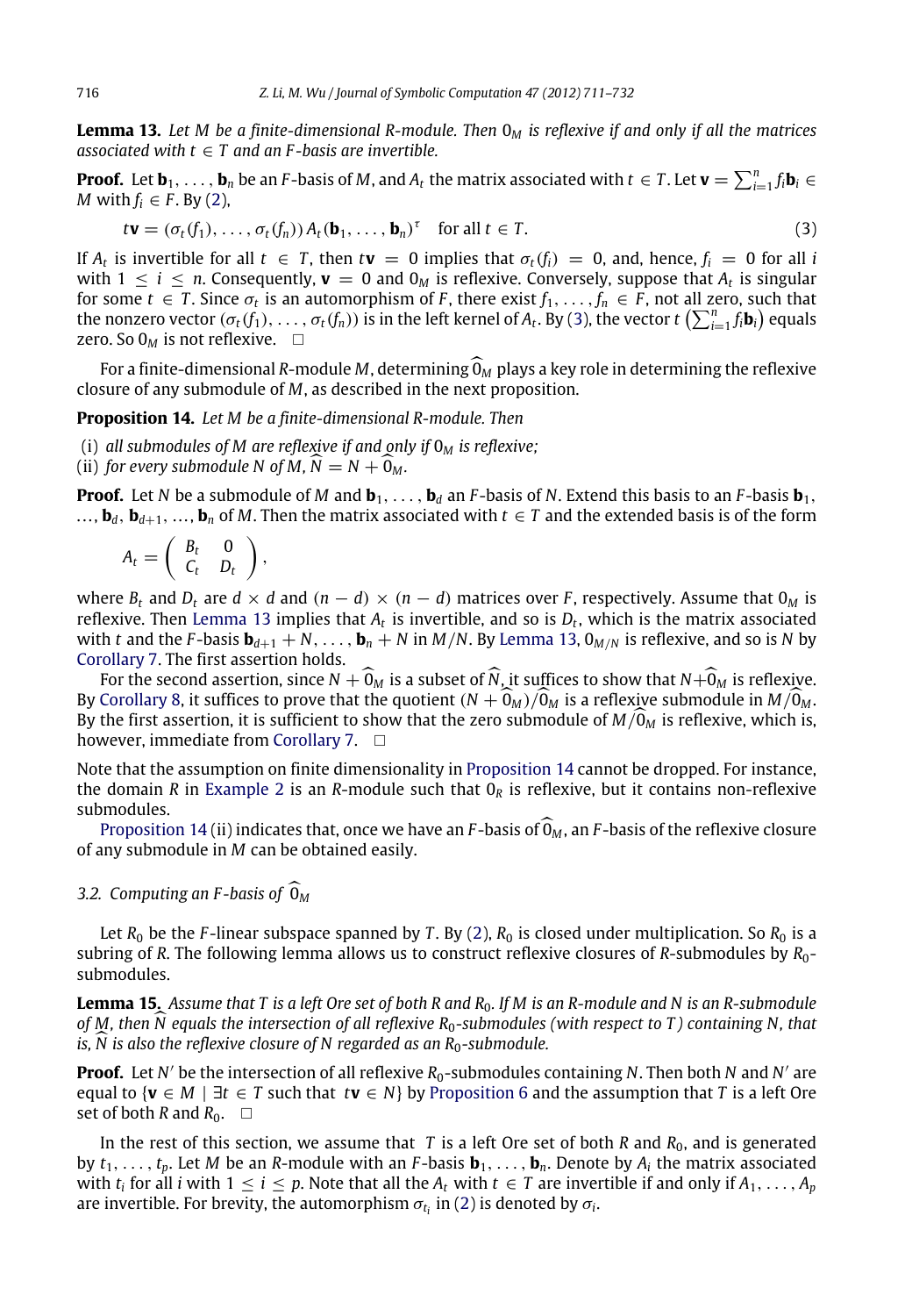**Lemma 13.** *Let $M$ be a finite-dimensional $R$-module. Then $0_M$ is reflexive if and only if all the matrices associated with $t \in T$ and an $F$-basis are invertible.*

**Proof.** Let $\mathbf{b}_1, \ldots, \mathbf{b}_n$ be an $F$-basis of $M$, and $A_t$ the matrix associated with $t \in T$. Let $\mathbf{v} = \sum_{i=1}^{n} f_i \mathbf{b}_i \in M$ with $f_i \in F$. By (2),

$$t\mathbf{v} = (\sigma_t(f_1), \ldots, \sigma_t(f_n))\, A_t (\mathbf{b}_1, \ldots, \mathbf{b}_n)^{\tau} \quad \text{for all } t \in T. \tag{3}$$

If $A_t$ is invertible for all $t \in T$, then $t\mathbf{v} = 0$ implies that $\sigma_t(f_i) = 0$, and, hence, $f_i = 0$ for all $i$ with $1 \le i \le n$. Consequently, $\mathbf{v} = 0$ and $0_M$ is reflexive. Conversely, suppose that $A_t$ is singular for some $t \in T$. Since $\sigma_t$ is an automorphism of $F$, there exist $f_1, \ldots, f_n \in F$, not all zero, such that the nonzero vector $(\sigma_t(f_1), \ldots, \sigma_t(f_n))$ is in the left kernel of $A_t$. By (3), the vector $t\left(\sum_{i=1}^{n} f_i \mathbf{b}_i\right)$ equals zero. So $0_M$ is not reflexive. $\square$

For a finite-dimensional $R$-module $M$, determining $\widehat{0_M}$ plays a key role in determining the reflexive closure of any submodule of $M$, as described in the next proposition.

**Proposition 14.** *Let $M$ be a finite-dimensional $R$-module. Then*

(i) *all submodules of $M$ are reflexive if and only if $0_M$ is reflexive;*
(ii) *for every submodule $N$ of $M$, $\widehat{N} = N + \widehat{0_M}$.*

**Proof.** Let $N$ be a submodule of $M$ and $\mathbf{b}_1, \ldots, \mathbf{b}_d$ an $F$-basis of $N$. Extend this basis to an $F$-basis $\mathbf{b}_1, \ldots, \mathbf{b}_d, \mathbf{b}_{d+1}, \ldots, \mathbf{b}_n$ of $M$. Then the matrix associated with $t \in T$ and the extended basis is of the form

$$A_t = \begin{pmatrix} B_t & 0 \\ C_t & D_t \end{pmatrix},$$

where $B_t$ and $D_t$ are $d \times d$ and $(n-d) \times (n-d)$ matrices over $F$, respectively. Assume that $0_M$ is reflexive. Then Lemma 13 implies that $A_t$ is invertible, and so is $D_t$, which is the matrix associated with $t$ and the $F$-basis $\mathbf{b}_{d+1} + N, \ldots, \mathbf{b}_n + N$ in $M/N$. By Lemma 13, $0_{M/N}$ is reflexive, and so is $N$ by Corollary 7. The first assertion holds.

For the second assertion, since $N + \widehat{0_M}$ is a subset of $\widehat{N}$, it suffices to show that $N + \widehat{0_M}$ is reflexive. By Corollary 8, it suffices to prove that the quotient $(N + \widehat{0_M})/\widehat{0_M}$ is a reflexive submodule in $M/\widehat{0_M}$. By the first assertion, it is sufficient to show that the zero submodule of $M/\widehat{0_M}$ is reflexive, which is, however, immediate from Corollary 7. $\square$

Note that the assumption on finite dimensionality in Proposition 14 cannot be dropped. For instance, the domain $R$ in Example 2 is an $R$-module such that $0_R$ is reflexive, but it contains non-reflexive submodules.

Proposition 14 (ii) indicates that, once we have an $F$-basis of $\widehat{0_M}$, an $F$-basis of the reflexive closure of any submodule in $M$ can be obtained easily.

### 3.2. Computing an $F$-basis of $\widehat{0_M}$

Let $R_0$ be the $F$-linear subspace spanned by $T$. By (2), $R_0$ is closed under multiplication. So $R_0$ is a subring of $R$. The following lemma allows us to construct reflexive closures of $R$-submodules by $R_0$-submodules.

**Lemma 15.** *Assume that $T$ is a left Ore set of both $R$ and $R_0$. If $M$ is an $R$-module and $N$ is an $R$-submodule of $M$, then $\widehat{N}$ equals the intersection of all reflexive $R_0$-submodules (with respect to $T$) containing $N$, that is, $\widehat{N}$ is also the reflexive closure of $N$ regarded as an $R_0$-submodule.*

**Proof.** Let $N'$ be the intersection of all reflexive $R_0$-submodules containing $N$. Then both $N$ and $N'$ are equal to $\{\mathbf{v} \in M \mid \exists t \in T \text{ such that } t\mathbf{v} \in N\}$ by Proposition 6 and the assumption that $T$ is a left Ore set of both $R$ and $R_0$. $\square$

In the rest of this section, we assume that $T$ is a left Ore set of both $R$ and $R_0$, and is generated by $t_1, \ldots, t_p$. Let $M$ be an $R$-module with an $F$-basis $\mathbf{b}_1, \ldots, \mathbf{b}_n$. Denote by $A_i$ the matrix associated with $t_i$ for all $i$ with $1 \le i \le p$. Note that all the $A_t$ with $t \in T$ are invertible if and only if $A_1, \ldots, A_p$ are invertible. For brevity, the automorphism $\sigma_{t_i}$ in (2) is denoted by $\sigma_i$.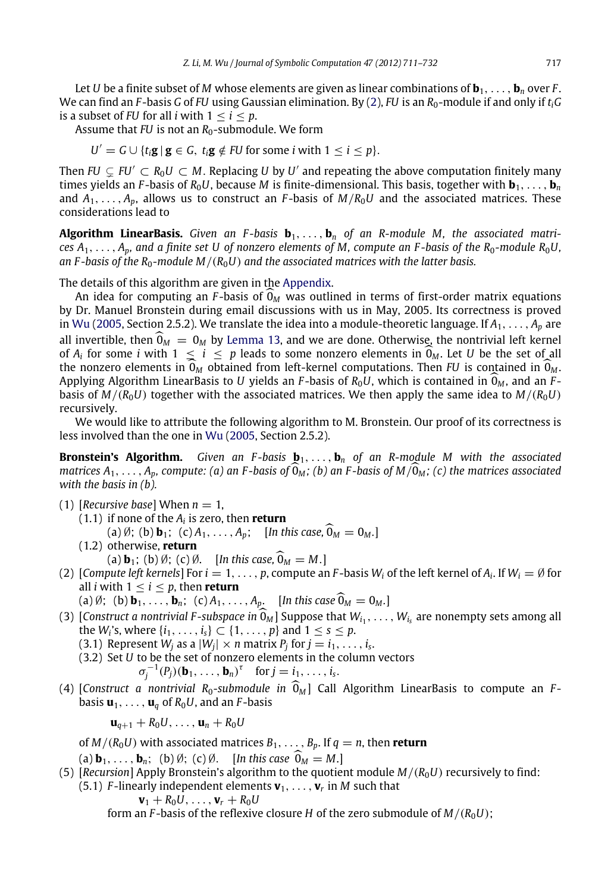Let $U$ be a finite subset of $M$ whose elements are given as linear combinations of $\mathbf{b}_1, \ldots, \mathbf{b}_n$ over $F$. We can find an $F$-basis $G$ of $FU$ using Gaussian elimination. By (2), $FU$ is an $R_0$-module if and only if $t_i G$ is a subset of $FU$ for all $i$ with $1 \leq i \leq p$.

Assume that $FU$ is not an $R_0$-submodule. We form

$$U' = G \cup \{t_i \mathbf{g} \mid \mathbf{g} \in G,\ t_i \mathbf{g} \notin FU \text{ for some } i \text{ with } 1 \leq i \leq p\}.$$

Then $FU \subsetneq FU' \subset R_0 U \subset M$. Replacing $U$ by $U'$ and repeating the above computation finitely many times yields an $F$-basis of $R_0U$, because $M$ is finite-dimensional. This basis, together with $\mathbf{b}_1, \ldots, \mathbf{b}_n$ and $A_1, \ldots, A_p$, allows us to construct an $F$-basis of $M/R_0U$ and the associated matrices. These considerations lead to

**Algorithm LinearBasis.** *Given an $F$-basis $\mathbf{b}_1, \ldots, \mathbf{b}_n$ of an $R$-module $M$, the associated matrices $A_1, \ldots, A_p$, and a finite set $U$ of nonzero elements of $M$, compute an $F$-basis of the $R_0$-module $R_0U$, an $F$-basis of the $R_0$-module $M/(R_0U)$ and the associated matrices with the latter basis.*

The details of this algorithm are given in the Appendix.

An idea for computing an $F$-basis of $\widehat{0}_M$ was outlined in terms of first-order matrix equations by Dr. Manuel Bronstein during email discussions with us in May, 2005. Its correctness is proved in Wu (2005, Section 2.5.2). We translate the idea into a module-theoretic language. If $A_1, \ldots, A_p$ are all invertible, then $\widehat{0}_M = 0_M$ by Lemma 13, and we are done. Otherwise, the nontrivial left kernel of $A_i$ for some $i$ with $1 \leq i \leq p$ leads to some nonzero elements in $\widehat{0}_M$. Let $U$ be the set of all the nonzero elements in $\widehat{0}_M$ obtained from left-kernel computations. Then $FU$ is contained in $\widehat{0}_M$. Applying Algorithm LinearBasis to $U$ yields an $F$-basis of $R_0U$, which is contained in $\widehat{0}_M$, and an $F$-basis of $M/(R_0U)$ together with the associated matrices. We then apply the same idea to $M/(R_0U)$ recursively.

We would like to attribute the following algorithm to M. Bronstein. Our proof of its correctness is less involved than the one in Wu (2005, Section 2.5.2).

**Bronstein's Algorithm.** *Given an $F$-basis $\mathbf{b}_1, \ldots, \mathbf{b}_n$ of an $R$-module $M$ with the associated matrices $A_1, \ldots, A_p$, compute: (a) an $F$-basis of $\widehat{0}_M$; (b) an $F$-basis of $M/\widehat{0}_M$; (c) the matrices associated with the basis in (b).*

(1) [*Recursive base*] When $n = 1$,
  (1.1) if none of the $A_i$ is zero, then **return**
    (a) $\emptyset$; (b) $\mathbf{b}_1$; (c) $A_1, \ldots, A_p$; [*In this case,* $\widehat{0}_M = 0_M$.]
  (1.2) otherwise, **return**
    (a) $\mathbf{b}_1$; (b) $\emptyset$; (c) $\emptyset$. [*In this case,* $\widehat{0}_M = M$.]

(2) [*Compute left kernels*] For $i = 1, \ldots, p$, compute an $F$-basis $W_i$ of the left kernel of $A_i$. If $W_i = \emptyset$ for all $i$ with $1 \leq i \leq p$, then **return**
  (a) $\emptyset$; (b) $\mathbf{b}_1, \ldots, \mathbf{b}_n$; (c) $A_1, \ldots, A_p$. [*In this case* $\widehat{0}_M = 0_M$.]

(3) [*Construct a nontrivial $F$-subspace in* $\widehat{0}_M$] Suppose that $W_{i_1}, \ldots, W_{i_s}$ are nonempty sets among all the $W_i$'s, where $\{i_1, \ldots, i_s\} \subset \{1, \ldots, p\}$ and $1 \leq s \leq p$.
  (3.1) Represent $W_j$ as a $|W_j| \times n$ matrix $P_j$ for $j = i_1, \ldots, i_s$.
  (3.2) Set $U$ to be the set of nonzero elements in the column vectors
  $$\sigma_j^{-1}(P_j)(\mathbf{b}_1, \ldots, \mathbf{b}_n)^\tau \quad \text{for } j = i_1, \ldots, i_s.$$

(4) [*Construct a nontrivial $R_0$-submodule in* $\widehat{0}_M$] Call Algorithm LinearBasis to compute an $F$-basis $\mathbf{u}_1, \ldots, \mathbf{u}_q$ of $R_0U$, and an $F$-basis
$$\mathbf{u}_{q+1} + R_0U, \ldots, \mathbf{u}_n + R_0U$$
of $M/(R_0U)$ with associated matrices $B_1, \ldots, B_p$. If $q = n$, then **return**
  (a) $\mathbf{b}_1, \ldots, \mathbf{b}_n$; (b) $\emptyset$; (c) $\emptyset$. [*In this case* $\widehat{0}_M = M$.]

(5) [*Recursion*] Apply Bronstein's algorithm to the quotient module $M/(R_0U)$ recursively to find:
  (5.1) $F$-linearly independent elements $\mathbf{v}_1, \ldots, \mathbf{v}_r$ in $M$ such that
  $$\mathbf{v}_1 + R_0U, \ldots, \mathbf{v}_r + R_0U$$
  form an $F$-basis of the reflexive closure $H$ of the zero submodule of $M/(R_0U)$;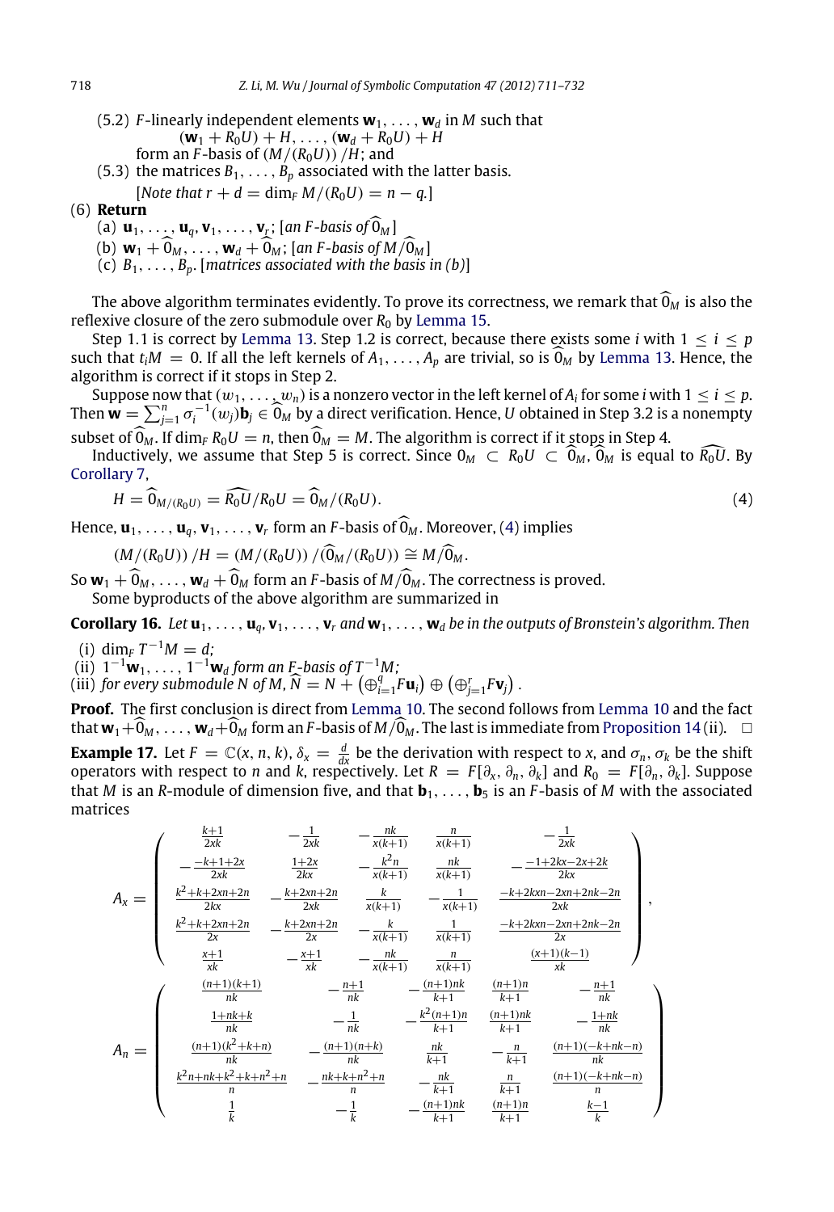(5.2) $F$-linearly independent elements $\mathbf{w}_1, \ldots, \mathbf{w}_d$ in $M$ such that

$$(\mathbf{w}_1 + R_0 U) + H, \ldots, (\mathbf{w}_d + R_0 U) + H$$

form an $F$-basis of $(M/(R_0U))/H$; and

(5.3) the matrices $B_1, \ldots, B_p$ associated with the latter basis.

[*Note that* $r + d = \dim_F M/(R_0U) = n - q$.]

(6) **Return**

(a) $\mathbf{u}_1, \ldots, \mathbf{u}_q, \mathbf{v}_1, \ldots, \mathbf{v}_r$; [*an* $F$-*basis of* $\widehat{0}_M$]

(b) $\mathbf{w}_1 + \widehat{0}_M, \ldots, \mathbf{w}_d + \widehat{0}_M$; [*an* $F$-*basis of* $M/\widehat{0}_M$]

(c) $B_1, \ldots, B_p$. [*matrices associated with the basis in (b)*]

The above algorithm terminates evidently. To prove its correctness, we remark that $\widehat{0}_M$ is also the reflexive closure of the zero submodule over $R_0$ by Lemma 15.

Step 1.1 is correct by Lemma 13. Step 1.2 is correct, because there exists some $i$ with $1 \le i \le p$ such that $t_i M = 0$. If all the left kernels of $A_1, \ldots, A_p$ are trivial, so is $\widehat{0}_M$ by Lemma 13. Hence, the algorithm is correct if it stops in Step 2.

Suppose now that $(w_1, \ldots, w_n)$ is a nonzero vector in the left kernel of $A_i$ for some $i$ with $1 \le i \le p$. Then $\mathbf{w} = \sum_{j=1}^n \sigma_i^{-1}(w_j)\mathbf{b}_j \in \widehat{0}_M$ by a direct verification. Hence, $U$ obtained in Step 3.2 is a nonempty subset of $\widehat{0}_M$. If $\dim_F R_0 U = n$, then $\widehat{0}_M = M$. The algorithm is correct if it stops in Step 4.

Inductively, we assume that Step 5 is correct. Since $0_M \subset R_0 U \subset \widehat{0}_M$, $\widehat{0}_M$ is equal to $\widehat{R_0 U}$. By Corollary 7,

$$H = \widehat{0}_{M/(R_0U)} = \widehat{R_0U}/R_0U = \widehat{0}_M/(R_0U). \tag{4}$$

Hence, $\mathbf{u}_1, \ldots, \mathbf{u}_q, \mathbf{v}_1, \ldots, \mathbf{v}_r$ form an $F$-basis of $\widehat{0}_M$. Moreover, (4) implies

$$(M/(R_0U))/H = (M/(R_0U))/(\widehat{0}_M/(R_0U)) \cong M/\widehat{0}_M.$$

So $\mathbf{w}_1 + \widehat{0}_M, \ldots, \mathbf{w}_d + \widehat{0}_M$ form an $F$-basis of $M/\widehat{0}_M$. The correctness is proved.

Some byproducts of the above algorithm are summarized in

**Corollary 16.** *Let* $\mathbf{u}_1, \ldots, \mathbf{u}_q, \mathbf{v}_1, \ldots, \mathbf{v}_r$ *and* $\mathbf{w}_1, \ldots, \mathbf{w}_d$ *be in the outputs of Bronstein's algorithm. Then*

(i) $\dim_F T^{-1}M = d$;

(ii) $1^{-1}\mathbf{w}_1, \ldots, 1^{-1}\mathbf{w}_d$ *form an* $F$-*basis of* $T^{-1}M$;

(iii) *for every submodule* $N$ *of* $M$, $\widehat{N} = N + \left(\oplus_{i=1}^q F\mathbf{u}_i\right) \oplus \left(\oplus_{j=1}^r F\mathbf{v}_j\right)$.

**Proof.** The first conclusion is direct from Lemma 10. The second follows from Lemma 10 and the fact that $\mathbf{w}_1+\widehat{0}_M, \ldots, \mathbf{w}_d+\widehat{0}_M$ form an $F$-basis of $M/\widehat{0}_M$. The last is immediate from Proposition 14 (ii). $\square$

**Example 17.** Let $F = \mathbb{C}(x, n, k)$, $\delta_x = \frac{d}{dx}$ be the derivation with respect to $x$, and $\sigma_n, \sigma_k$ be the shift operators with respect to $n$ and $k$, respectively. Let $R = F[\partial_x, \partial_n, \partial_k]$ and $R_0 = F[\partial_n, \partial_k]$. Suppose that $M$ is an $R$-module of dimension five, and that $\mathbf{b}_1, \ldots, \mathbf{b}_5$ is an $F$-basis of $M$ with the associated matrices

$$A_x = \begin{pmatrix} \frac{k+1}{2xk} & -\frac{1}{2xk} & -\frac{nk}{x(k+1)} & \frac{n}{x(k+1)} & -\frac{1}{2xk} \\ -\frac{-k+1+2x}{2xk} & \frac{1+2x}{2kx} & -\frac{k^2n}{x(k+1)} & \frac{nk}{x(k+1)} & -\frac{-1+2kx-2x+2k}{2kx} \\ \frac{k^2+k+2xn+2n}{2kx} & -\frac{k+2xn+2n}{2xk} & \frac{k}{x(k+1)} & -\frac{1}{x(k+1)} & \frac{-k+2kxn-2xn+2nk-2n}{2xk} \\ \frac{k^2+k+2xn+2n}{2x} & -\frac{k+2xn+2n}{2x} & -\frac{k}{x(k+1)} & \frac{1}{x(k+1)} & \frac{-k+2kxn-2xn+2nk-2n}{2x} \\ \frac{x+1}{xk} & -\frac{x+1}{xk} & -\frac{nk}{x(k+1)} & \frac{n}{x(k+1)} & \frac{(x+1)(k-1)}{xk} \end{pmatrix},$$

$$A_n = \begin{pmatrix} \frac{(n+1)(k+1)}{nk} & -\frac{n+1}{nk} & -\frac{(n+1)nk}{k+1} & \frac{(n+1)n}{k+1} & -\frac{n+1}{nk} \\ \frac{1+nk+k}{nk} & -\frac{1}{nk} & -\frac{k^2(n+1)n}{k+1} & \frac{(n+1)nk}{k+1} & -\frac{1+nk}{nk} \\ \frac{(n+1)(k^2+k+n)}{nk} & -\frac{(n+1)(n+k)}{nk} & \frac{nk}{k+1} & -\frac{n}{k+1} & \frac{(n+1)(-k+nk-n)}{nk} \\ \frac{k^2n+nk+k^2+k+n^2+n}{n} & -\frac{nk+k+n^2+n}{n} & -\frac{nk}{k+1} & \frac{n}{k+1} & \frac{(n+1)(-k+nk-n)}{n} \\ \frac{1}{k} & -\frac{1}{k} & -\frac{(n+1)nk}{k+1} & \frac{(n+1)n}{k+1} & \frac{k-1}{k} \end{pmatrix}$$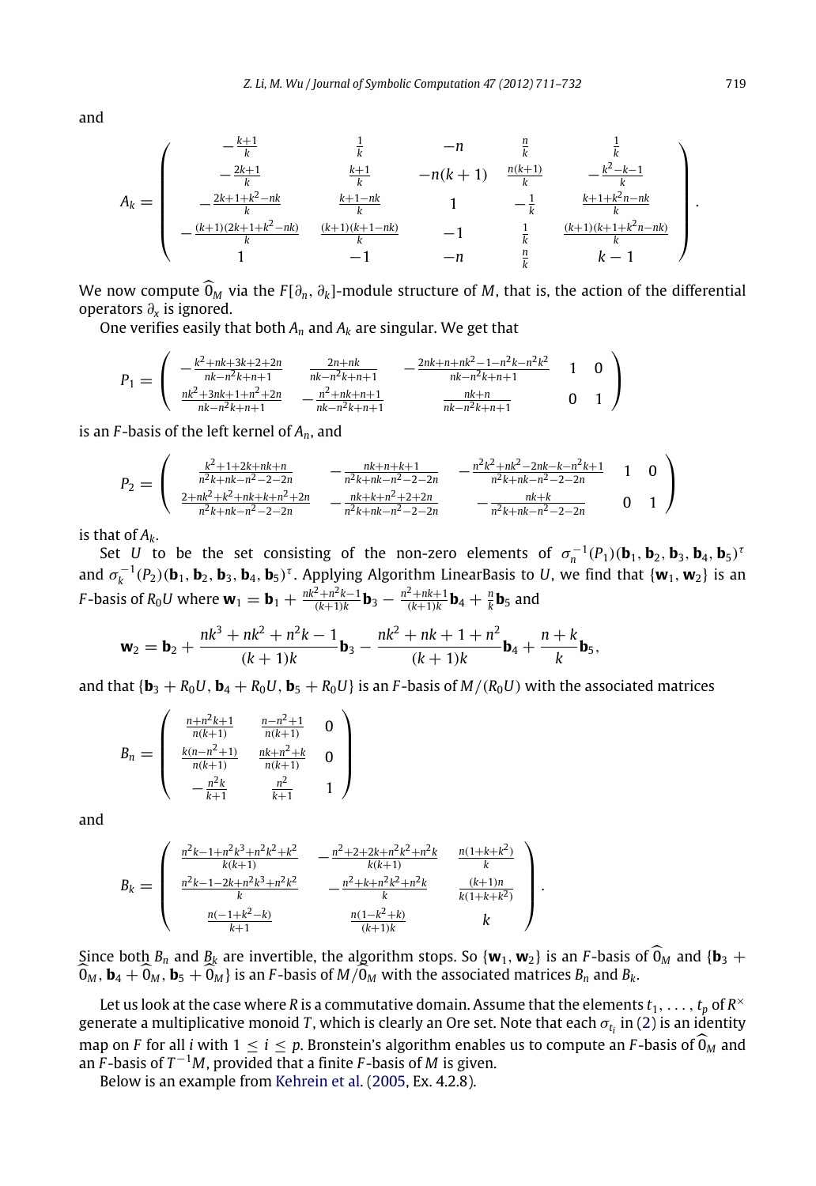and

$$
A_k = \begin{pmatrix} -\frac{k+1}{k} & \frac{1}{k} & -n & \frac{n}{k} & \frac{1}{k} \\ -\frac{2k+1}{k} & \frac{k+1}{k} & -n(k+1) & \frac{n(k+1)}{k} & -\frac{k^2-k-1}{k} \\ -\frac{2k+1+k^2-nk}{k} & \frac{k+1-nk}{k} & 1 & -\frac{1}{k} & \frac{k+1+k^2n-nk}{k} \\ -\frac{(k+1)(2k+1+k^2-nk)}{k} & \frac{(k+1)(k+1-nk)}{k} & -1 & \frac{1}{k} & \frac{(k+1)(k+1+k^2n-nk)}{k} \\ 1 & -1 & -n & \frac{n}{k} & k-1 \end{pmatrix}.
$$

We now compute $\widehat{0}_M$ via the $F[\partial_n, \partial_k]$-module structure of $M$, that is, the action of the differential operators $\partial_x$ is ignored.

One verifies easily that both $A_n$ and $A_k$ are singular. We get that

$$
P_1 = \begin{pmatrix} -\frac{k^2+nk+3k+2+2n}{nk-n^2k+n+1} & \frac{2n+nk}{nk-n^2k+n+1} & -\frac{2nk+n+nk^2-1-n^2k-n^2k^2}{nk-n^2k+n+1} & 1 & 0 \\ \frac{nk^2+3nk+1+n^2+2n}{nk-n^2k+n+1} & -\frac{n^2+nk+n+1}{nk-n^2k+n+1} & \frac{nk+n}{nk-n^2k+n+1} & 0 & 1 \end{pmatrix}
$$

is an $F$-basis of the left kernel of $A_n$, and

$$
P_2 = \begin{pmatrix} \frac{k^2+1+2k+nk+n}{n^2k+nk-n^2-2-2n} & -\frac{nk+n+k+1}{n^2k+nk-n^2-2-2n} & -\frac{n^2k^2+nk^2-2nk-k-n^2k+1}{n^2k+nk-n^2-2-2n} & 1 & 0 \\ \frac{2+nk^2+k^2+nk+k+n^2+2n}{n^2k+nk-n^2-2-2n} & -\frac{nk+k+n^2+2+2n}{n^2k+nk-n^2-2-2n} & -\frac{nk+k}{n^2k+nk-n^2-2-2n} & 0 & 1 \end{pmatrix}
$$

is that of $A_k$.

Set $U$ to be the set consisting of the non-zero elements of $\sigma_n^{-1}(P_1)(\mathbf{b}_1, \mathbf{b}_2, \mathbf{b}_3, \mathbf{b}_4, \mathbf{b}_5)^\tau$ and $\sigma_k^{-1}(P_2)(\mathbf{b}_1, \mathbf{b}_2, \mathbf{b}_3, \mathbf{b}_4, \mathbf{b}_5)^\tau$. Applying Algorithm LinearBasis to $U$, we find that $\{\mathbf{w}_1, \mathbf{w}_2\}$ is an $F$-basis of $R_0U$ where $\mathbf{w}_1 = \mathbf{b}_1 + \frac{nk^2+n^2k-1}{(k+1)k}\mathbf{b}_3 - \frac{n^2+nk+1}{(k+1)k}\mathbf{b}_4 + \frac{n}{k}\mathbf{b}_5$ and

$$
\mathbf{w}_2 = \mathbf{b}_2 + \frac{nk^3+nk^2+n^2k-1}{(k+1)k}\mathbf{b}_3 - \frac{nk^2+nk+1+n^2}{(k+1)k}\mathbf{b}_4 + \frac{n+k}{k}\mathbf{b}_5,
$$

and that $\{\mathbf{b}_3 + R_0U, \mathbf{b}_4 + R_0U, \mathbf{b}_5 + R_0U\}$ is an $F$-basis of $M/(R_0U)$ with the associated matrices

$$
B_n = \begin{pmatrix} \frac{n+n^2k+1}{n(k+1)} & \frac{n-n^2+1}{n(k+1)} & 0 \\ \frac{k(n-n^2+1)}{n(k+1)} & \frac{nk+n^2+k}{n(k+1)} & 0 \\ -\frac{n^2k}{k+1} & \frac{n^2}{k+1} & 1 \end{pmatrix}
$$

and

$$
B_k = \begin{pmatrix} \frac{n^2k-1+n^2k^3+n^2k^2+k^2}{k(k+1)} & -\frac{n^2+2+2k+n^2k^2+n^2k}{k(k+1)} & \frac{n(1+k+k^2)}{k} \\ \frac{n^2k-1-2k+n^2k^3+n^2k^2}{k} & -\frac{n^2+k+n^2k^2+n^2k}{k} & \frac{(k+1)n}{k(1+k+k^2)} \\ \frac{n(-1+k^2-k)}{k+1} & \frac{n(1-k^2+k)}{(k+1)k} & k \end{pmatrix}.
$$

Since both $B_n$ and $B_k$ are invertible, the algorithm stops. So $\{\mathbf{w}_1, \mathbf{w}_2\}$ is an $F$-basis of $\widehat{0}_M$ and $\{\mathbf{b}_3 + \widehat{0}_M, \mathbf{b}_4 + \widehat{0}_M, \mathbf{b}_5 + \widehat{0}_M\}$ is an $F$-basis of $M/\widehat{0}_M$ with the associated matrices $B_n$ and $B_k$.

Let us look at the case where $R$ is a commutative domain. Assume that the elements $t_1, \ldots, t_p$ of $R^\times$ generate a multiplicative monoid $T$, which is clearly an Ore set. Note that each $\sigma_{t_i}$ in (2) is an identity map on $F$ for all $i$ with $1 \leq i \leq p$. Bronstein's algorithm enables us to compute an $F$-basis of $\widehat{0}_M$ and an $F$-basis of $T^{-1}M$, provided that a finite $F$-basis of $M$ is given.

Below is an example from Kehrein et al. (2005, Ex. 4.2.8).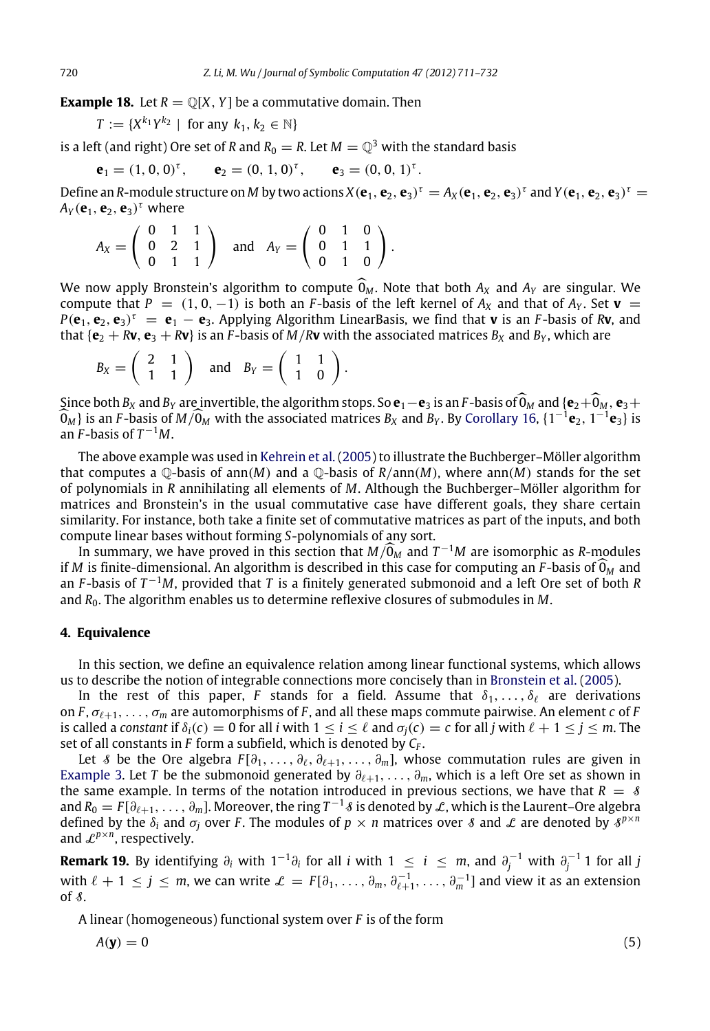**Example 18.** Let $R = \mathbb{Q}[X, Y]$ be a commutative domain. Then

$$T := \{X^{k_1}Y^{k_2} \mid \text{for any } k_1, k_2 \in \mathbb{N}\}$$

is a left (and right) Ore set of $R$ and $R_0 = R$. Let $M = \mathbb{Q}^3$ with the standard basis

$$\mathbf{e}_1 = (1, 0, 0)^\tau, \qquad \mathbf{e}_2 = (0, 1, 0)^\tau, \qquad \mathbf{e}_3 = (0, 0, 1)^\tau.$$

Define an $R$-module structure on $M$ by two actions $X(\mathbf{e}_1, \mathbf{e}_2, \mathbf{e}_3)^\tau = A_X(\mathbf{e}_1, \mathbf{e}_2, \mathbf{e}_3)^\tau$ and $Y(\mathbf{e}_1, \mathbf{e}_2, \mathbf{e}_3)^\tau = A_Y(\mathbf{e}_1, \mathbf{e}_2, \mathbf{e}_3)^\tau$ where

$$A_X = \begin{pmatrix} 0 & 1 & 1 \\ 0 & 2 & 1 \\ 0 & 1 & 1 \end{pmatrix} \quad \text{and} \quad A_Y = \begin{pmatrix} 0 & 1 & 0 \\ 0 & 1 & 1 \\ 0 & 1 & 0 \end{pmatrix}.$$

We now apply Bronstein's algorithm to compute $\widehat{0}_M$. Note that both $A_X$ and $A_Y$ are singular. We compute that $P = (1, 0, -1)$ is both an $F$-basis of the left kernel of $A_X$ and that of $A_Y$. Set $\mathbf{v} = P(\mathbf{e}_1, \mathbf{e}_2, \mathbf{e}_3)^\tau = \mathbf{e}_1 - \mathbf{e}_3$. Applying Algorithm LinearBasis, we find that $\mathbf{v}$ is an $F$-basis of $R\mathbf{v}$, and that $\{\mathbf{e}_2 + R\mathbf{v}, \mathbf{e}_3 + R\mathbf{v}\}$ is an $F$-basis of $M/R\mathbf{v}$ with the associated matrices $B_X$ and $B_Y$, which are

$$B_X = \begin{pmatrix} 2 & 1 \\ 1 & 1 \end{pmatrix} \quad \text{and} \quad B_Y = \begin{pmatrix} 1 & 1 \\ 1 & 0 \end{pmatrix}.$$

Since both $B_X$ and $B_Y$ are invertible, the algorithm stops. So $\mathbf{e}_1 - \mathbf{e}_3$ is an $F$-basis of $\widehat{0}_M$ and $\{\mathbf{e}_2 + \widehat{0}_M, \mathbf{e}_3 + \widehat{0}_M\}$ is an $F$-basis of $M/\widehat{0}_M$ with the associated matrices $B_X$ and $B_Y$. By Corollary 16, $\{1^{-1}\mathbf{e}_2, 1^{-1}\mathbf{e}_3\}$ is an $F$-basis of $T^{-1}M$.

The above example was used in Kehrein et al. (2005) to illustrate the Buchberger–Möller algorithm that computes a $\mathbb{Q}$-basis of ann$(M)$ and a $\mathbb{Q}$-basis of $R/\text{ann}(M)$, where ann$(M)$ stands for the set of polynomials in $R$ annihilating all elements of $M$. Although the Buchberger–Möller algorithm for matrices and Bronstein's in the usual commutative case have different goals, they share certain similarity. For instance, both take a finite set of commutative matrices as part of the inputs, and both compute linear bases without forming $S$-polynomials of any sort.

In summary, we have proved in this section that $M/\widehat{0}_M$ and $T^{-1}M$ are isomorphic as $R$-modules if $M$ is finite-dimensional. An algorithm is described in this case for computing an $F$-basis of $\widehat{0}_M$ and an $F$-basis of $T^{-1}M$, provided that $T$ is a finitely generated submonoid and a left Ore set of both $R$ and $R_0$. The algorithm enables us to determine reflexive closures of submodules in $M$.

## 4. Equivalence

In this section, we define an equivalence relation among linear functional systems, which allows us to describe the notion of integrable connections more concisely than in Bronstein et al. (2005).

In the rest of this paper, $F$ stands for a field. Assume that $\delta_1, \ldots, \delta_\ell$ are derivations on $F$, $\sigma_{\ell+1}, \ldots, \sigma_m$ are automorphisms of $F$, and all these maps commute pairwise. An element $c$ of $F$ is called a *constant* if $\delta_i(c) = 0$ for all $i$ with $1 \le i \le \ell$ and $\sigma_j(c) = c$ for all $j$ with $\ell + 1 \le j \le m$. The set of all constants in $F$ form a subfield, which is denoted by $C_F$.

Let $\mathcal{S}$ be the Ore algebra $F[\partial_1, \ldots, \partial_\ell, \partial_{\ell+1}, \ldots, \partial_m]$, whose commutation rules are given in Example 3. Let $T$ be the submonoid generated by $\partial_{\ell+1}, \ldots, \partial_m$, which is a left Ore set as shown in the same example. In terms of the notation introduced in previous sections, we have that $R = \mathcal{S}$ and $R_0 = F[\partial_{\ell+1}, \ldots, \partial_m]$. Moreover, the ring $T^{-1}\mathcal{S}$ is denoted by $\mathcal{L}$, which is the Laurent–Ore algebra defined by the $\delta_i$ and $\sigma_j$ over $F$. The modules of $p \times n$ matrices over $\mathcal{S}$ and $\mathcal{L}$ are denoted by $\mathcal{S}^{p\times n}$ and $\mathcal{L}^{p\times n}$, respectively.

**Remark 19.** By identifying $\partial_i$ with $1^{-1}\partial_i$ for all $i$ with $1 \le i \le m$, and $\partial_j^{-1}$ with $\partial_j^{-1}1$ for all $j$ with $\ell + 1 \le j \le m$, we can write $\mathcal{L} = F[\partial_1, \ldots, \partial_m, \partial_{\ell+1}^{-1}, \ldots, \partial_m^{-1}]$ and view it as an extension of $\mathcal{S}$.

A linear (homogeneous) functional system over $F$ is of the form

$$A(\mathbf{y}) = 0 \tag{5}$$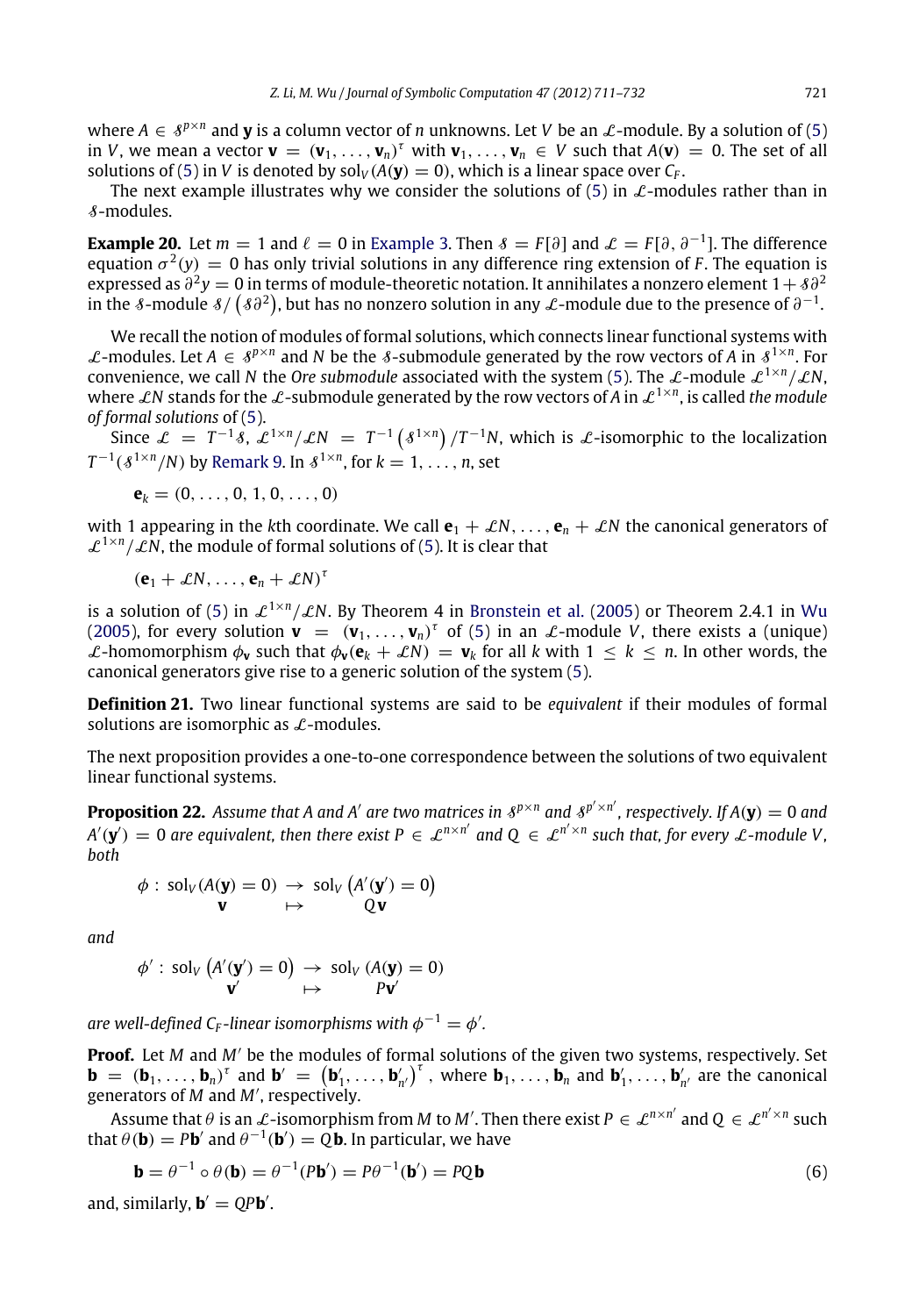where $A \in \mathcal{S}^{p\times n}$ and $\mathbf{y}$ is a column vector of $n$ unknowns. Let $V$ be an $\mathcal{L}$-module. By a solution of (5) in $V$, we mean a vector $\mathbf{v} = (\mathbf{v}_1, \ldots, \mathbf{v}_n)^\tau$ with $\mathbf{v}_1, \ldots, \mathbf{v}_n \in V$ such that $A(\mathbf{v}) = 0$. The set of all solutions of (5) in $V$ is denoted by $\text{sol}_V(A(\mathbf{y}) = 0)$, which is a linear space over $C_F$.

The next example illustrates why we consider the solutions of (5) in $\mathcal{L}$-modules rather than in $\mathcal{S}$-modules.

**Example 20.** Let $m = 1$ and $\ell = 0$ in Example 3. Then $\mathcal{S} = F[\partial]$ and $\mathcal{L} = F[\partial, \partial^{-1}]$. The difference equation $\sigma^2(y) = 0$ has only trivial solutions in any difference ring extension of $F$. The equation is expressed as $\partial^2 y = 0$ in terms of module-theoretic notation. It annihilates a nonzero element $1 + \mathcal{S}\partial^2$ in the $\mathcal{S}$-module $\mathcal{S}/\left(\mathcal{S}\partial^2\right)$, but has no nonzero solution in any $\mathcal{L}$-module due to the presence of $\partial^{-1}$.

We recall the notion of modules of formal solutions, which connects linear functional systems with $\mathcal{L}$-modules. Let $A \in \mathcal{S}^{p\times n}$ and $N$ be the $\mathcal{S}$-submodule generated by the row vectors of $A$ in $\mathcal{S}^{1\times n}$. For convenience, we call $N$ the *Ore submodule* associated with the system (5). The $\mathcal{L}$-module $\mathcal{L}^{1\times n}/\mathcal{L}N$, where $\mathcal{L}N$ stands for the $\mathcal{L}$-submodule generated by the row vectors of $A$ in $\mathcal{L}^{1\times n}$, is called *the module of formal solutions* of (5).

Since $\mathcal{L} = T^{-1}\mathcal{S}$, $\mathcal{L}^{1\times n}/\mathcal{L}N = T^{-1}\left(\mathcal{S}^{1\times n}\right)/T^{-1}N$, which is $\mathcal{L}$-isomorphic to the localization $T^{-1}(\mathcal{S}^{1\times n}/N)$ by Remark 9. In $\mathcal{S}^{1\times n}$, for $k = 1, \ldots, n$, set

$$\mathbf{e}_k = (0, \ldots, 0, 1, 0, \ldots, 0)$$

with 1 appearing in the $k$th coordinate. We call $\mathbf{e}_1 + \mathcal{L}N, \ldots, \mathbf{e}_n + \mathcal{L}N$ the canonical generators of $\mathcal{L}^{1\times n}/\mathcal{L}N$, the module of formal solutions of (5). It is clear that

$$(\mathbf{e}_1 + \mathcal{L}N, \ldots, \mathbf{e}_n + \mathcal{L}N)^\tau$$

is a solution of (5) in $\mathcal{L}^{1\times n}/\mathcal{L}N$. By Theorem 4 in Bronstein et al. (2005) or Theorem 2.4.1 in Wu (2005), for every solution $\mathbf{v} = (\mathbf{v}_1, \ldots, \mathbf{v}_n)^\tau$ of (5) in an $\mathcal{L}$-module $V$, there exists a (unique) $\mathcal{L}$-homomorphism $\phi_\mathbf{v}$ such that $\phi_\mathbf{v}(\mathbf{e}_k + \mathcal{L}N) = \mathbf{v}_k$ for all $k$ with $1 \le k \le n$. In other words, the canonical generators give rise to a generic solution of the system (5).

**Definition 21.** Two linear functional systems are said to be *equivalent* if their modules of formal solutions are isomorphic as $\mathcal{L}$-modules.

The next proposition provides a one-to-one correspondence between the solutions of two equivalent linear functional systems.

**Proposition 22.** *Assume that $A$ and $A'$ are two matrices in $\mathcal{S}^{p\times n}$ and $\mathcal{S}^{p'\times n'}$, respectively. If $A(\mathbf{y}) = 0$ and $A'(\mathbf{y}') = 0$ are equivalent, then there exist $P \in \mathcal{L}^{n\times n'}$ and $Q \in \mathcal{L}^{n'\times n}$ such that, for every $\mathcal{L}$-module $V$, both*

$$\phi : \begin{array}{ccc} \text{sol}_V(A(\mathbf{y}) = 0) & \to & \text{sol}_V\left(A'(\mathbf{y}') = 0\right) \\ \mathbf{v} & \mapsto & Q\mathbf{v} \end{array}$$

*and*

$$\phi' : \begin{array}{ccc} \text{sol}_V\left(A'(\mathbf{y}') = 0\right) & \to & \text{sol}_V(A(\mathbf{y}) = 0) \\ \mathbf{v}' & \mapsto & P\mathbf{v}' \end{array}$$

*are well-defined $C_F$-linear isomorphisms with $\phi^{-1} = \phi'$.*

**Proof.** Let $M$ and $M'$ be the modules of formal solutions of the given two systems, respectively. Set $\mathbf{b} = (\mathbf{b}_1, \ldots, \mathbf{b}_n)^\tau$ and $\mathbf{b}' = \left(\mathbf{b}'_1, \ldots, \mathbf{b}'_{n'}\right)^\tau$, where $\mathbf{b}_1, \ldots, \mathbf{b}_n$ and $\mathbf{b}'_1, \ldots, \mathbf{b}'_{n'}$ are the canonical generators of $M$ and $M'$, respectively.

Assume that $\theta$ is an $\mathcal{L}$-isomorphism from $M$ to $M'$. Then there exist $P \in \mathcal{L}^{n\times n'}$ and $Q \in \mathcal{L}^{n'\times n}$ such that $\theta(\mathbf{b}) = P\mathbf{b}'$ and $\theta^{-1}(\mathbf{b}') = Q\mathbf{b}$. In particular, we have

$$\mathbf{b} = \theta^{-1} \circ \theta(\mathbf{b}) = \theta^{-1}(P\mathbf{b}') = P\theta^{-1}(\mathbf{b}') = PQ\mathbf{b} \tag{6}$$

and, similarly, $\mathbf{b}' = QP\mathbf{b}'$.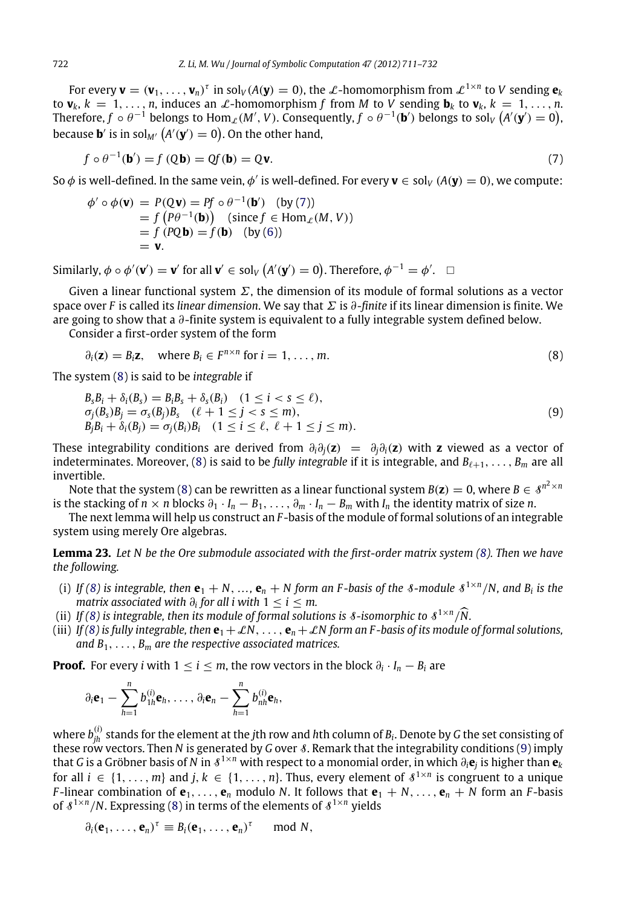For every $\mathbf{v} = (\mathbf{v}_1, \ldots, \mathbf{v}_n)^\tau$ in $\mathrm{sol}_V(A(\mathbf{y}) = 0)$, the $\mathcal{L}$-homomorphism from $\mathcal{L}^{1\times n}$ to $V$ sending $\mathbf{e}_k$ to $\mathbf{v}_k$, $k = 1, \ldots, n$, induces an $\mathcal{L}$-homomorphism $f$ from $M$ to $V$ sending $\mathbf{b}_k$ to $\mathbf{v}_k$, $k = 1, \ldots, n$. Therefore, $f \circ \theta^{-1}$ belongs to $\mathrm{Hom}_{\mathcal{L}}(M', V)$. Consequently, $f \circ \theta^{-1}(\mathbf{b}')$ belongs to $\mathrm{sol}_V\left(A'(\mathbf{y}') = 0\right)$, because $\mathbf{b}'$ is in $\mathrm{sol}_{M'}\left(A'(\mathbf{y}') = 0\right)$. On the other hand,

$$f \circ \theta^{-1}(\mathbf{b}') = f(Q\mathbf{b}) = Qf(\mathbf{b}) = Q\mathbf{v}. \tag{7}$$

So $\phi$ is well-defined. In the same vein, $\phi'$ is well-defined. For every $\mathbf{v} \in \mathrm{sol}_V\,(A(\mathbf{y}) = 0)$, we compute:

$$\begin{aligned}
\phi' \circ \phi(\mathbf{v}) &= P(Q\mathbf{v}) = Pf \circ \theta^{-1}(\mathbf{b}') \quad \text{(by (7))} \\
&= f\left(P\theta^{-1}(\mathbf{b})\right) \quad \text{(since } f \in \mathrm{Hom}_{\mathcal{L}}(M, V)) \\
&= f\,(PQ\mathbf{b}) = f(\mathbf{b}) \quad \text{(by (6))} \\
&= \mathbf{v}.
\end{aligned}$$

Similarly, $\phi \circ \phi'(\mathbf{v}') = \mathbf{v}'$ for all $\mathbf{v}' \in \mathrm{sol}_V\left(A'(\mathbf{y}') = 0\right)$. Therefore, $\phi^{-1} = \phi'$. $\square$

Given a linear functional system $\Sigma$, the dimension of its module of formal solutions as a vector space over $F$ is called its *linear dimension*. We say that $\Sigma$ is $\partial$*-finite* if its linear dimension is finite. We are going to show that a $\partial$-finite system is equivalent to a fully integrable system defined below.

Consider a first-order system of the form

$$\partial_i(\mathbf{z}) = B_i\mathbf{z}, \quad \text{where } B_i \in F^{n\times n} \text{ for } i = 1, \ldots, m. \tag{8}$$

The system (8) is said to be *integrable* if

$$\begin{aligned}
&B_sB_i + \delta_i(B_s) = B_iB_s + \delta_s(B_i) \quad (1 \le i < s \le \ell), \\
&\sigma_j(B_s)B_j = \sigma_s(B_j)B_s \quad (\ell + 1 \le j < s \le m), \\
&B_jB_i + \delta_i(B_j) = \sigma_j(B_i)B_i \quad (1 \le i \le \ell,\ \ell + 1 \le j \le m).
\end{aligned} \tag{9}$$

These integrability conditions are derived from $\partial_i\partial_j(\mathbf{z}) = \partial_j\partial_i(\mathbf{z})$ with $\mathbf{z}$ viewed as a vector of indeterminates. Moreover, (8) is said to be *fully integrable* if it is integrable, and $B_{\ell+1}, \ldots, B_m$ are all invertible.

Note that the system (8) can be rewritten as a linear functional system $B(\mathbf{z}) = 0$, where $B \in \mathcal{S}^{n^2\times n}$ is the stacking of $n \times n$ blocks $\partial_1 \cdot I_n - B_1, \ldots, \partial_m \cdot I_n - B_m$ with $I_n$ the identity matrix of size $n$.

The next lemma will help us construct an $F$-basis of the module of formal solutions of an integrable system using merely Ore algebras.

**Lemma 23.** *Let $N$ be the Ore submodule associated with the first-order matrix system (8). Then we have the following.*

- (i) *If (8) is integrable, then $\mathbf{e}_1 + N, \ldots, \mathbf{e}_n + N$ form an $F$-basis of the $\mathcal{S}$-module $\mathcal{S}^{1\times n}/N$, and $B_i$ is the matrix associated with $\partial_i$ for all $i$ with $1 \le i \le m$.*
- (ii) *If (8) is integrable, then its module of formal solutions is $\mathcal{S}$-isomorphic to $\mathcal{S}^{1\times n}/\widehat{N}$.*
- (iii) *If (8) is fully integrable, then $\mathbf{e}_1 + \mathcal{L}N, \ldots, \mathbf{e}_n + \mathcal{L}N$ form an $F$-basis of its module of formal solutions, and $B_1, \ldots, B_m$ are the respective associated matrices.*

**Proof.** For every $i$ with $1 \le i \le m$, the row vectors in the block $\partial_i \cdot I_n - B_i$ are

$$\partial_i\mathbf{e}_1 - \sum_{h=1}^{n} b_{1h}^{(i)}\mathbf{e}_h, \ldots, \partial_i\mathbf{e}_n - \sum_{h=1}^{n} b_{nh}^{(i)}\mathbf{e}_h,$$

where $b_{jh}^{(i)}$ stands for the element at the $j$th row and $h$th column of $B_i$. Denote by $G$ the set consisting of these row vectors. Then $N$ is generated by $G$ over $\mathcal{S}$. Remark that the integrability conditions (9) imply that $G$ is a Gröbner basis of $N$ in $\mathcal{S}^{1\times n}$ with respect to a monomial order, in which $\partial_i\mathbf{e}_j$ is higher than $\mathbf{e}_k$ for all $i \in \{1, \ldots, m\}$ and $j, k \in \{1, \ldots, n\}$. Thus, every element of $\mathcal{S}^{1\times n}$ is congruent to a unique $F$-linear combination of $\mathbf{e}_1, \ldots, \mathbf{e}_n$ modulo $N$. It follows that $\mathbf{e}_1 + N, \ldots, \mathbf{e}_n + N$ form an $F$-basis of $\mathcal{S}^{1\times n}/N$. Expressing (8) in terms of the elements of $\mathcal{S}^{1\times n}$ yields

$$\partial_i(\mathbf{e}_1, \ldots, \mathbf{e}_n)^\tau \equiv B_i(\mathbf{e}_1, \ldots, \mathbf{e}_n)^\tau \mod N,$$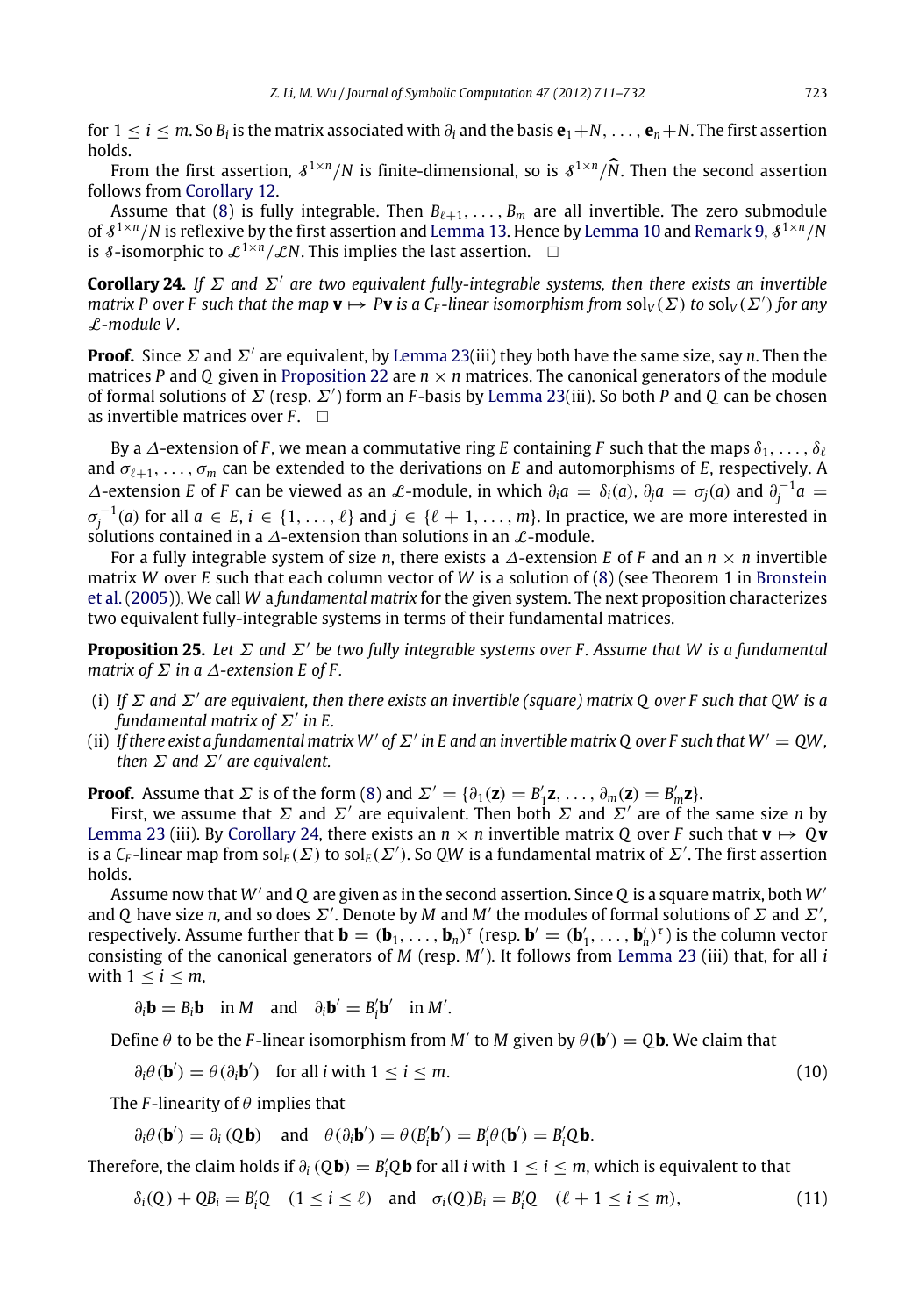for $1 \leq i \leq m$. So $B_i$ is the matrix associated with $\partial_i$ and the basis $\mathbf{e}_1+N, \ldots, \mathbf{e}_n+N$. The first assertion holds.

From the first assertion, $\mathcal{S}^{1\times n}/N$ is finite-dimensional, so is $\mathcal{S}^{1\times n}/\widehat{N}$. Then the second assertion follows from Corollary 12.

Assume that (8) is fully integrable. Then $B_{\ell+1}, \ldots, B_m$ are all invertible. The zero submodule of $\mathcal{S}^{1\times n}/N$ is reflexive by the first assertion and Lemma 13. Hence by Lemma 10 and Remark 9, $\mathcal{S}^{1\times n}/N$ is $\mathcal{S}$-isomorphic to $\mathcal{L}^{1\times n}/\mathcal{L}N$. This implies the last assertion. $\square$

**Corollary 24.** *If $\Sigma$ and $\Sigma'$ are two equivalent fully-integrable systems, then there exists an invertible matrix $P$ over $F$ such that the map $\mathbf{v} \mapsto P\mathbf{v}$ is a $C_F$-linear isomorphism from $\mathrm{sol}_V(\Sigma)$ to $\mathrm{sol}_V(\Sigma')$ for any $\mathcal{L}$-module $V$.*

**Proof.** Since $\Sigma$ and $\Sigma'$ are equivalent, by Lemma 23(iii) they both have the same size, say $n$. Then the matrices $P$ and $Q$ given in Proposition 22 are $n \times n$ matrices. The canonical generators of the module of formal solutions of $\Sigma$ (resp. $\Sigma'$) form an $F$-basis by Lemma 23(iii). So both $P$ and $Q$ can be chosen as invertible matrices over $F$. $\square$

By a $\Delta$-extension of $F$, we mean a commutative ring $E$ containing $F$ such that the maps $\delta_1, \ldots, \delta_\ell$ and $\sigma_{\ell+1}, \ldots, \sigma_m$ can be extended to the derivations on $E$ and automorphisms of $E$, respectively. A $\Delta$-extension $E$ of $F$ can be viewed as an $\mathcal{L}$-module, in which $\partial_i a = \delta_i(a)$, $\partial_j a = \sigma_j(a)$ and $\partial_j^{-1} a = \sigma_j^{-1}(a)$ for all $a \in E$, $i \in \{1, \ldots, \ell\}$ and $j \in \{\ell+1, \ldots, m\}$. In practice, we are more interested in solutions contained in a $\Delta$-extension than solutions in an $\mathcal{L}$-module.

For a fully integrable system of size $n$, there exists a $\Delta$-extension $E$ of $F$ and an $n \times n$ invertible matrix $W$ over $E$ such that each column vector of $W$ is a solution of (8) (see Theorem 1 in Bronstein et al. (2005)), We call $W$ a *fundamental matrix* for the given system. The next proposition characterizes two equivalent fully-integrable systems in terms of their fundamental matrices.

**Proposition 25.** *Let $\Sigma$ and $\Sigma'$ be two fully integrable systems over $F$. Assume that $W$ is a fundamental matrix of $\Sigma$ in a $\Delta$-extension $E$ of $F$.*

- (i) *If $\Sigma$ and $\Sigma'$ are equivalent, then there exists an invertible (square) matrix $Q$ over $F$ such that $QW$ is a fundamental matrix of $\Sigma'$ in $E$.*
- (ii) *If there exist a fundamental matrix $W'$ of $\Sigma'$ in $E$ and an invertible matrix $Q$ over $F$ such that $W' = QW$, then $\Sigma$ and $\Sigma'$ are equivalent.*

**Proof.** Assume that $\Sigma$ is of the form (8) and $\Sigma' = \{\partial_1(\mathbf{z}) = B_1'\mathbf{z}, \ldots, \partial_m(\mathbf{z}) = B_m'\mathbf{z}\}$.

First, we assume that $\Sigma$ and $\Sigma'$ are equivalent. Then both $\Sigma$ and $\Sigma'$ are of the same size $n$ by Lemma 23 (iii). By Corollary 24, there exists an $n \times n$ invertible matrix $Q$ over $F$ such that $\mathbf{v} \mapsto Q\mathbf{v}$ is a $C_F$-linear map from $\mathrm{sol}_E(\Sigma)$ to $\mathrm{sol}_E(\Sigma')$. So $QW$ is a fundamental matrix of $\Sigma'$. The first assertion holds.

Assume now that $W'$ and $Q$ are given as in the second assertion. Since $Q$ is a square matrix, both $W'$ and $Q$ have size $n$, and so does $\Sigma'$. Denote by $M$ and $M'$ the modules of formal solutions of $\Sigma$ and $\Sigma'$, respectively. Assume further that $\mathbf{b} = (\mathbf{b}_1, \ldots, \mathbf{b}_n)^\tau$ (resp. $\mathbf{b}' = (\mathbf{b}_1', \ldots, \mathbf{b}_n')^\tau$) is the column vector consisting of the canonical generators of $M$ (resp. $M'$). It follows from Lemma 23 (iii) that, for all $i$ with $1 \leq i \leq m$,

$$\partial_i \mathbf{b} = B_i \mathbf{b} \quad \text{in } M \quad \text{and} \quad \partial_i \mathbf{b}' = B_i' \mathbf{b}' \quad \text{in } M'.$$

Define $\theta$ to be the $F$-linear isomorphism from $M'$ to $M$ given by $\theta(\mathbf{b}') = Q\mathbf{b}$. We claim that

$$\partial_i \theta(\mathbf{b}') = \theta(\partial_i \mathbf{b}') \quad \text{for all } i \text{ with } 1 \leq i \leq m. \tag{10}$$

The $F$-linearity of $\theta$ implies that

$$\partial_i \theta(\mathbf{b}') = \partial_i (Q\mathbf{b}) \quad \text{and} \quad \theta(\partial_i \mathbf{b}') = \theta(B_i'\mathbf{b}') = B_i'\theta(\mathbf{b}') = B_i'Q\mathbf{b}.$$

Therefore, the claim holds if $\partial_i (Q\mathbf{b}) = B_i'Q\mathbf{b}$ for all $i$ with $1 \leq i \leq m$, which is equivalent to that

$$\delta_i(Q) + QB_i = B_i'Q \quad (1 \leq i \leq \ell) \quad \text{and} \quad \sigma_i(Q)B_i = B_i'Q \quad (\ell+1 \leq i \leq m), \tag{11}$$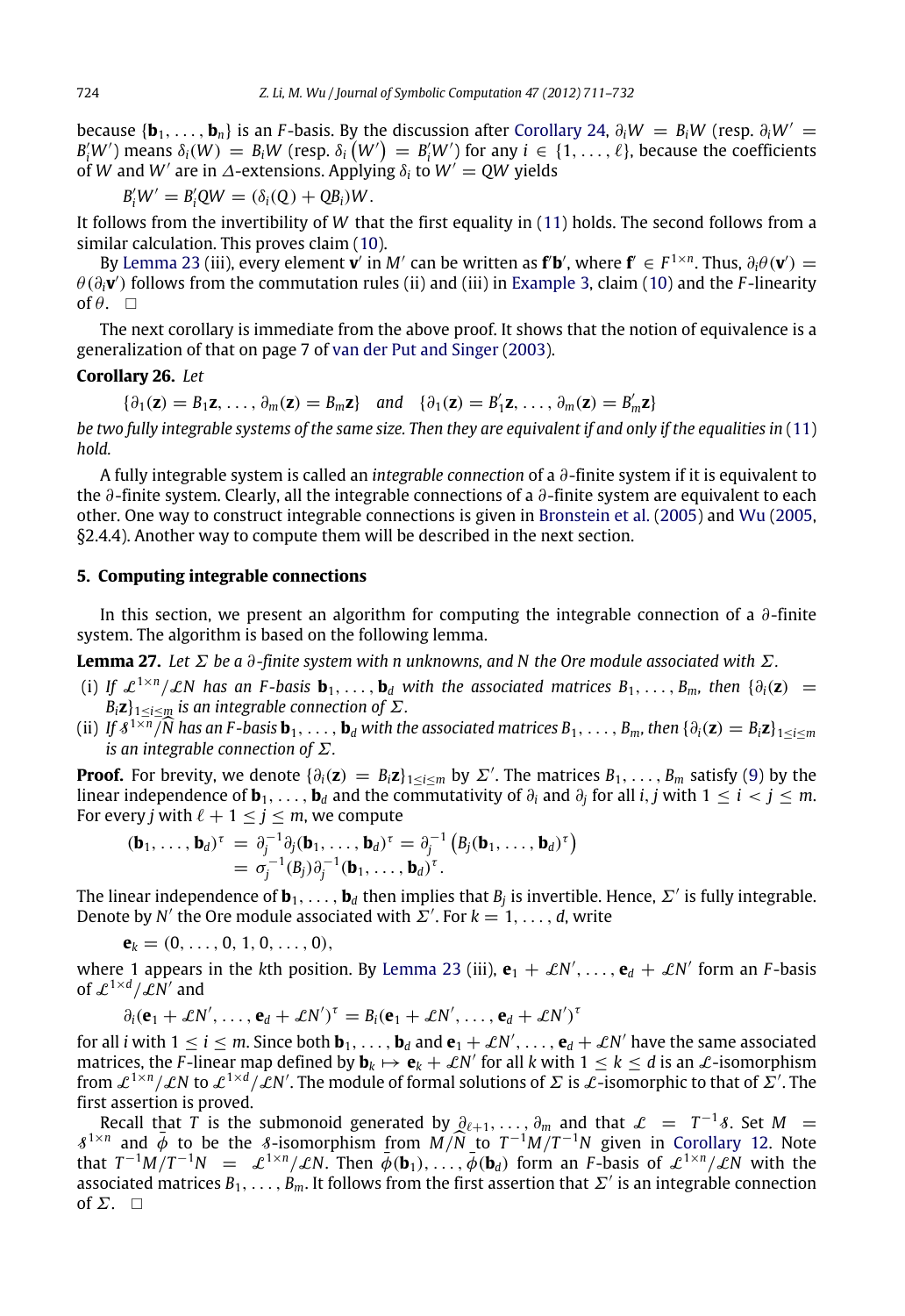because $\{\mathbf{b}_1, \ldots, \mathbf{b}_n\}$ is an $F$-basis. By the discussion after Corollary 24, $\partial_i W = B_i W$ (resp. $\partial_i W' = B_i' W'$) means $\delta_i(W) = B_i W$ (resp. $\delta_i(W') = B_i' W'$) for any $i \in \{1, \ldots, \ell\}$, because the coefficients of $W$ and $W'$ are in $\Delta$-extensions. Applying $\delta_i$ to $W' = QW$ yields

$$B_i' W' = B_i' Q W = (\delta_i(Q) + Q B_i) W.$$

It follows from the invertibility of $W$ that the first equality in (11) holds. The second follows from a similar calculation. This proves claim (10).

By Lemma 23 (iii), every element $\mathbf{v}'$ in $M'$ can be written as $\mathbf{f}'\mathbf{b}'$, where $\mathbf{f}' \in F^{1\times n}$. Thus, $\partial_i \theta(\mathbf{v}') = \theta(\partial_i \mathbf{v}')$ follows from the commutation rules (ii) and (iii) in Example 3, claim (10) and the $F$-linearity of $\theta$. $\square$

The next corollary is immediate from the above proof. It shows that the notion of equivalence is a generalization of that on page 7 of van der Put and Singer (2003).

**Corollary 26.** *Let*

$$\{\partial_1(\mathbf{z}) = B_1\mathbf{z}, \ldots, \partial_m(\mathbf{z}) = B_m\mathbf{z}\} \quad \text{and} \quad \{\partial_1(\mathbf{z}) = B_1'\mathbf{z}, \ldots, \partial_m(\mathbf{z}) = B_m'\mathbf{z}\}$$

*be two fully integrable systems of the same size. Then they are equivalent if and only if the equalities in* (11) *hold.*

A fully integrable system is called an *integrable connection* of a $\partial$-finite system if it is equivalent to the $\partial$-finite system. Clearly, all the integrable connections of a $\partial$-finite system are equivalent to each other. One way to construct integrable connections is given in Bronstein et al. (2005) and Wu (2005, §2.4.4). Another way to compute them will be described in the next section.

## 5. Computing integrable connections

In this section, we present an algorithm for computing the integrable connection of a $\partial$-finite system. The algorithm is based on the following lemma.

**Lemma 27.** *Let $\Sigma$ be a $\partial$-finite system with $n$ unknowns, and $N$ the Ore module associated with $\Sigma$.*

(i) *If $\mathcal{L}^{1\times n}/\mathcal{L}N$ has an $F$-basis $\mathbf{b}_1, \ldots, \mathbf{b}_d$ with the associated matrices $B_1, \ldots, B_m$, then $\{\partial_i(\mathbf{z}) = B_i\mathbf{z}\}_{1\le i\le m}$ is an integrable connection of $\Sigma$.*

(ii) *If $\mathcal{S}^{1\times n}/\widehat{N}$ has an $F$-basis $\mathbf{b}_1, \ldots, \mathbf{b}_d$ with the associated matrices $B_1, \ldots, B_m$, then $\{\partial_i(\mathbf{z}) = B_i\mathbf{z}\}_{1\le i\le m}$ is an integrable connection of $\Sigma$.*

**Proof.** For brevity, we denote $\{\partial_i(\mathbf{z}) = B_i\mathbf{z}\}_{1\le i\le m}$ by $\Sigma'$. The matrices $B_1, \ldots, B_m$ satisfy (9) by the linear independence of $\mathbf{b}_1, \ldots, \mathbf{b}_d$ and the commutativity of $\partial_i$ and $\partial_j$ for all $i, j$ with $1 \le i < j \le m$. For every $j$ with $\ell + 1 \le j \le m$, we compute

$$\begin{aligned}(\mathbf{b}_1, \ldots, \mathbf{b}_d)^\tau &= \partial_j^{-1}\partial_j(\mathbf{b}_1, \ldots, \mathbf{b}_d)^\tau = \partial_j^{-1}\left(B_j(\mathbf{b}_1, \ldots, \mathbf{b}_d)^\tau\right) \\ &= \sigma_j^{-1}(B_j)\partial_j^{-1}(\mathbf{b}_1, \ldots, \mathbf{b}_d)^\tau.\end{aligned}$$

The linear independence of $\mathbf{b}_1, \ldots, \mathbf{b}_d$ then implies that $B_j$ is invertible. Hence, $\Sigma'$ is fully integrable. Denote by $N'$ the Ore module associated with $\Sigma'$. For $k = 1, \ldots, d$, write

$$\mathbf{e}_k = (0, \ldots, 0, 1, 0, \ldots, 0),$$

where 1 appears in the $k$th position. By Lemma 23 (iii), $\mathbf{e}_1 + \mathcal{L}N', \ldots, \mathbf{e}_d + \mathcal{L}N'$ form an $F$-basis of $\mathcal{L}^{1\times d}/\mathcal{L}N'$ and

$$\partial_i(\mathbf{e}_1 + \mathcal{L}N', \ldots, \mathbf{e}_d + \mathcal{L}N')^\tau = B_i(\mathbf{e}_1 + \mathcal{L}N', \ldots, \mathbf{e}_d + \mathcal{L}N')^\tau$$

for all $i$ with $1 \le i \le m$. Since both $\mathbf{b}_1, \ldots, \mathbf{b}_d$ and $\mathbf{e}_1 + \mathcal{L}N', \ldots, \mathbf{e}_d + \mathcal{L}N'$ have the same associated matrices, the $F$-linear map defined by $\mathbf{b}_k \mapsto \mathbf{e}_k + \mathcal{L}N'$ for all $k$ with $1 \le k \le d$ is an $\mathcal{L}$-isomorphism from $\mathcal{L}^{1\times n}/\mathcal{L}N$ to $\mathcal{L}^{1\times d}/\mathcal{L}N'$. The module of formal solutions of $\Sigma$ is $\mathcal{L}$-isomorphic to that of $\Sigma'$. The first assertion is proved.

Recall that $T$ is the submonoid generated by $\partial_{\ell+1}, \ldots, \partial_m$ and that $\mathcal{L} = T^{-1}\mathcal{S}$. Set $M = \mathcal{S}^{1\times n}$ and $\bar{\phi}$ to be the $\mathcal{S}$-isomorphism from $M/\widehat{N}$ to $T^{-1}M/T^{-1}N$ given in Corollary 12. Note that $T^{-1}M/T^{-1}N = \mathcal{L}^{1\times n}/\mathcal{L}N$. Then $\bar{\phi}(\mathbf{b}_1), \ldots, \bar{\phi}(\mathbf{b}_d)$ form an $F$-basis of $\mathcal{L}^{1\times n}/\mathcal{L}N$ with the associated matrices $B_1, \ldots, B_m$. It follows from the first assertion that $\Sigma'$ is an integrable connection of $\Sigma$. $\square$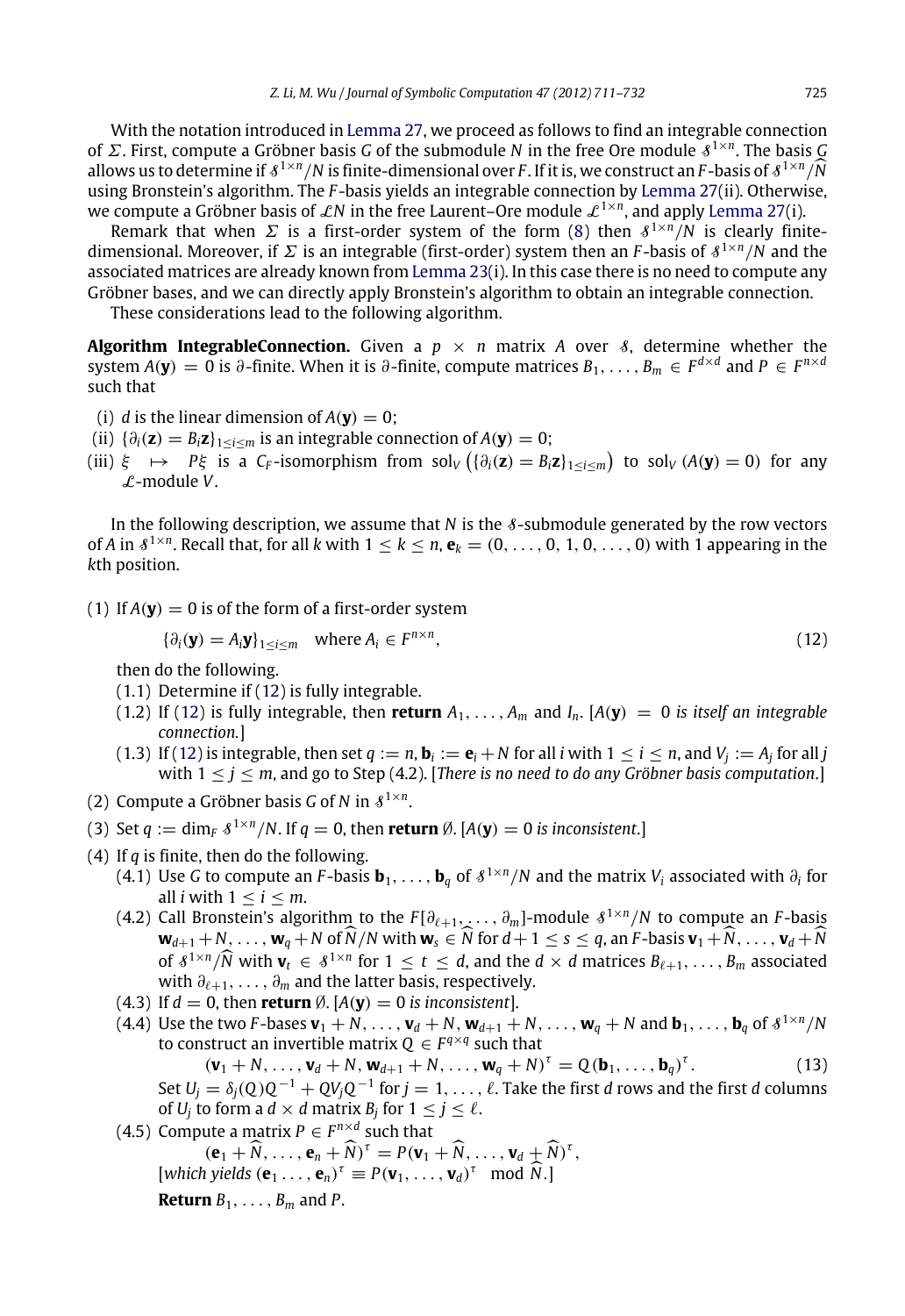With the notation introduced in Lemma 27, we proceed as follows to find an integrable connection of $\Sigma$. First, compute a Gröbner basis $G$ of the submodule $N$ in the free Ore module $\mathcal{S}^{1\times n}$. The basis $G$ allows us to determine if $\mathcal{S}^{1\times n}/N$ is finite-dimensional over $F$. If it is, we construct an $F$-basis of $\mathcal{S}^{1\times n}/\widehat{N}$ using Bronstein's algorithm. The $F$-basis yields an integrable connection by Lemma 27(ii). Otherwise, we compute a Gröbner basis of $\mathcal{L}N$ in the free Laurent–Ore module $\mathcal{L}^{1\times n}$, and apply Lemma 27(i).

Remark that when $\Sigma$ is a first-order system of the form (8) then $\mathcal{S}^{1\times n}/N$ is clearly finite-dimensional. Moreover, if $\Sigma$ is an integrable (first-order) system then an $F$-basis of $\mathcal{S}^{1\times n}/N$ and the associated matrices are already known from Lemma 23(i). In this case there is no need to compute any Gröbner bases, and we can directly apply Bronstein's algorithm to obtain an integrable connection.

These considerations lead to the following algorithm.

**Algorithm IntegrableConnection.** Given a $p \times n$ matrix $A$ over $\mathcal{S}$, determine whether the system $A(\mathbf{y}) = 0$ is $\partial$-finite. When it is $\partial$-finite, compute matrices $B_1, \ldots, B_m \in F^{d\times d}$ and $P \in F^{n\times d}$ such that

- (i) $d$ is the linear dimension of $A(\mathbf{y}) = 0$;
- (ii) $\{\partial_i(\mathbf{z}) = B_i\mathbf{z}\}_{1\le i\le m}$ is an integrable connection of $A(\mathbf{y}) = 0$;
- (iii) $\xi \mapsto P\xi$ is a $C_F$-isomorphism from $\mathrm{sol}_V\left(\{\partial_i(\mathbf{z}) = B_i\mathbf{z}\}_{1\le i\le m}\right)$ to $\mathrm{sol}_V\left(A(\mathbf{y}) = 0\right)$ for any $\mathcal{L}$-module $V$.

In the following description, we assume that $N$ is the $\mathcal{S}$-submodule generated by the row vectors of $A$ in $\mathcal{S}^{1\times n}$. Recall that, for all $k$ with $1 \le k \le n$, $\mathbf{e}_k = (0, \ldots, 0, 1, 0, \ldots, 0)$ with 1 appearing in the $k$th position.

(1) If $A(\mathbf{y}) = 0$ is of the form of a first-order system

$$\{\partial_i(\mathbf{y}) = A_i\mathbf{y}\}_{1\le i\le m} \quad \text{where } A_i \in F^{n\times n}, \tag{12}$$

then do the following.

- (1.1) Determine if (12) is fully integrable.
- (1.2) If (12) is fully integrable, then **return** $A_1, \ldots, A_m$ and $I_n$. [*$A(\mathbf{y}) = 0$ is itself an integrable connection.*]
- (1.3) If (12) is integrable, then set $q := n$, $\mathbf{b}_i := \mathbf{e}_i + N$ for all $i$ with $1 \le i \le n$, and $V_j := A_j$ for all $j$ with $1 \le j \le m$, and go to Step (4.2). [*There is no need to do any Gröbner basis computation.*]

(2) Compute a Gröbner basis $G$ of $N$ in $\mathcal{S}^{1\times n}$.

(3) Set $q := \dim_F \mathcal{S}^{1\times n}/N$. If $q = 0$, then **return** $\emptyset$. [*$A(\mathbf{y}) = 0$ is inconsistent.*]

(4) If $q$ is finite, then do the following.

- (4.1) Use $G$ to compute an $F$-basis $\mathbf{b}_1, \ldots, \mathbf{b}_q$ of $\mathcal{S}^{1\times n}/N$ and the matrix $V_i$ associated with $\partial_i$ for all $i$ with $1 \le i \le m$.
- (4.2) Call Bronstein's algorithm to the $F[\partial_{\ell+1}, \ldots, \partial_m]$-module $\mathcal{S}^{1\times n}/N$ to compute an $F$-basis $\mathbf{w}_{d+1} + N, \ldots, \mathbf{w}_q + N$ of $\widehat{N}/N$ with $\mathbf{w}_s \in \widehat{N}$ for $d+1 \le s \le q$, an $F$-basis $\mathbf{v}_1 + \widehat{N}, \ldots, \mathbf{v}_d + \widehat{N}$ of $\mathcal{S}^{1\times n}/\widehat{N}$ with $\mathbf{v}_t \in \mathcal{S}^{1\times n}$ for $1 \le t \le d$, and the $d \times d$ matrices $B_{\ell+1}, \ldots, B_m$ associated with $\partial_{\ell+1}, \ldots, \partial_m$ and the latter basis, respectively.
- (4.3) If $d = 0$, then **return** $\emptyset$. [*$A(\mathbf{y}) = 0$ is inconsistent*].
- (4.4) Use the two $F$-bases $\mathbf{v}_1 + N, \ldots, \mathbf{v}_d + N, \mathbf{w}_{d+1} + N, \ldots, \mathbf{w}_q + N$ and $\mathbf{b}_1, \ldots, \mathbf{b}_q$ of $\mathcal{S}^{1\times n}/N$ to construct an invertible matrix $Q \in F^{q\times q}$ such that

$$(\mathbf{v}_1 + N, \ldots, \mathbf{v}_d + N, \mathbf{w}_{d+1} + N, \ldots, \mathbf{w}_q + N)^\tau = Q\,(\mathbf{b}_1, \ldots, \mathbf{b}_q)^\tau. \tag{13}$$

  Set $U_j = \delta_j(Q)Q^{-1} + QV_jQ^{-1}$ for $j = 1, \ldots, \ell$. Take the first $d$ rows and the first $d$ columns of $U_j$ to form a $d \times d$ matrix $B_j$ for $1 \le j \le \ell$.
- (4.5) Compute a matrix $P \in F^{n\times d}$ such that

$$(\mathbf{e}_1 + \widehat{N}, \ldots, \mathbf{e}_n + \widehat{N})^\tau = P(\mathbf{v}_1 + \widehat{N}, \ldots, \mathbf{v}_d + \widehat{N})^\tau,$$

  [*which yields* $(\mathbf{e}_1 \ldots, \mathbf{e}_n)^\tau \equiv P(\mathbf{v}_1, \ldots, \mathbf{v}_d)^\tau \mod \widehat{N}$.]

  **Return** $B_1, \ldots, B_m$ and $P$.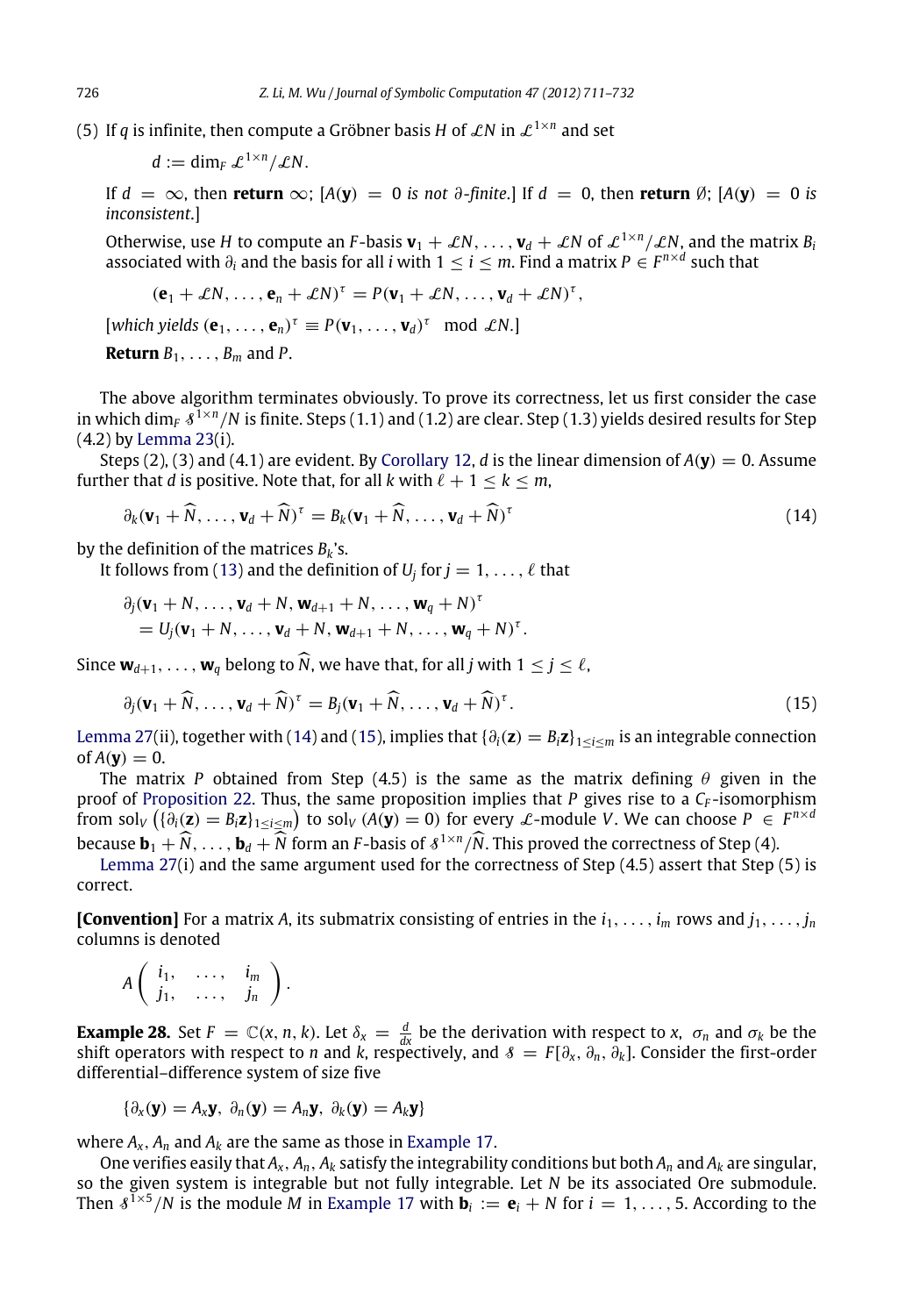(5) If $q$ is infinite, then compute a Gröbner basis $H$ of $\mathcal{L}N$ in $\mathcal{L}^{1\times n}$ and set

$$d := \dim_F \mathcal{L}^{1\times n}/\mathcal{L}N.$$

If $d = \infty$, then **return** $\infty$; [$A(\mathbf{y}) = 0$ *is not* $\partial$*-finite*.] If $d = 0$, then **return** $\emptyset$; [$A(\mathbf{y}) = 0$ *is inconsistent*.]

Otherwise, use $H$ to compute an $F$-basis $\mathbf{v}_1 + \mathcal{L}N, \ldots, \mathbf{v}_d + \mathcal{L}N$ of $\mathcal{L}^{1\times n}/\mathcal{L}N$, and the matrix $B_i$ associated with $\partial_i$ and the basis for all $i$ with $1 \le i \le m$. Find a matrix $P \in F^{n\times d}$ such that

$$(\mathbf{e}_1 + \mathcal{L}N, \ldots, \mathbf{e}_n + \mathcal{L}N)^\tau = P(\mathbf{v}_1 + \mathcal{L}N, \ldots, \mathbf{v}_d + \mathcal{L}N)^\tau,$$

[*which yields* $(\mathbf{e}_1, \ldots, \mathbf{e}_n)^\tau \equiv P(\mathbf{v}_1, \ldots, \mathbf{v}_d)^\tau \mod \mathcal{L}N$.]

**Return** $B_1, \ldots, B_m$ and $P$.

The above algorithm terminates obviously. To prove its correctness, let us first consider the case in which $\dim_F \mathcal{S}^{1\times n}/N$ is finite. Steps (1.1) and (1.2) are clear. Step (1.3) yields desired results for Step (4.2) by Lemma 23(i).

Steps (2), (3) and (4.1) are evident. By Corollary 12, $d$ is the linear dimension of $A(\mathbf{y}) = 0$. Assume further that $d$ is positive. Note that, for all $k$ with $\ell + 1 \le k \le m$,

$$\partial_k(\mathbf{v}_1 + \widehat{N}, \ldots, \mathbf{v}_d + \widehat{N})^\tau = B_k(\mathbf{v}_1 + \widehat{N}, \ldots, \mathbf{v}_d + \widehat{N})^\tau \tag{14}$$

by the definition of the matrices $B_k$'s.

It follows from (13) and the definition of $U_j$ for $j = 1, \ldots, \ell$ that

$$\begin{aligned}&\partial_j(\mathbf{v}_1 + N, \ldots, \mathbf{v}_d + N, \mathbf{w}_{d+1} + N, \ldots, \mathbf{w}_q + N)^\tau \\ &\quad = U_j(\mathbf{v}_1 + N, \ldots, \mathbf{v}_d + N, \mathbf{w}_{d+1} + N, \ldots, \mathbf{w}_q + N)^\tau.\end{aligned}$$

Since $\mathbf{w}_{d+1}, \ldots, \mathbf{w}_q$ belong to $\widehat{N}$, we have that, for all $j$ with $1 \le j \le \ell$,

$$\partial_j(\mathbf{v}_1 + \widehat{N}, \ldots, \mathbf{v}_d + \widehat{N})^\tau = B_j(\mathbf{v}_1 + \widehat{N}, \ldots, \mathbf{v}_d + \widehat{N})^\tau. \tag{15}$$

Lemma 27(ii), together with (14) and (15), implies that $\{\partial_i(\mathbf{z}) = B_i\mathbf{z}\}_{1\le i\le m}$ is an integrable connection of $A(\mathbf{y}) = 0$.

The matrix $P$ obtained from Step (4.5) is the same as the matrix defining $\theta$ given in the proof of Proposition 22. Thus, the same proposition implies that $P$ gives rise to a $C_F$-isomorphism from $\mathrm{sol}_V\left(\{\partial_i(\mathbf{z}) = B_i\mathbf{z}\}_{1\le i\le m}\right)$ to $\mathrm{sol}_V\left(A(\mathbf{y}) = 0\right)$ for every $\mathcal{L}$-module $V$. We can choose $P \in F^{n\times d}$ because $\mathbf{b}_1 + \widehat{N}, \ldots, \mathbf{b}_d + \widehat{N}$ form an $F$-basis of $\mathcal{S}^{1\times n}/\widehat{N}$. This proved the correctness of Step (4).

Lemma 27(i) and the same argument used for the correctness of Step (4.5) assert that Step (5) is correct.

**[Convention]** For a matrix $A$, its submatrix consisting of entries in the $i_1, \ldots, i_m$ rows and $j_1, \ldots, j_n$ columns is denoted

$$A\begin{pmatrix} i_1, & \ldots, & i_m \\ j_1, & \ldots, & j_n \end{pmatrix}.$$

**Example 28.** Set $F = \mathbb{C}(x, n, k)$. Let $\delta_x = \frac{d}{dx}$ be the derivation with respect to $x$, $\sigma_n$ and $\sigma_k$ be the shift operators with respect to $n$ and $k$, respectively, and $\mathcal{S} = F[\partial_x, \partial_n, \partial_k]$. Consider the first-order differential–difference system of size five

$$\{\partial_x(\mathbf{y}) = A_x\mathbf{y},\ \partial_n(\mathbf{y}) = A_n\mathbf{y},\ \partial_k(\mathbf{y}) = A_k\mathbf{y}\}$$

where $A_x$, $A_n$ and $A_k$ are the same as those in Example 17.

One verifies easily that $A_x$, $A_n$, $A_k$ satisfy the integrability conditions but both $A_n$ and $A_k$ are singular, so the given system is integrable but not fully integrable. Let $N$ be its associated Ore submodule. Then $\mathcal{S}^{1\times 5}/N$ is the module $M$ in Example 17 with $\mathbf{b}_i := \mathbf{e}_i + N$ for $i = 1, \ldots, 5$. According to the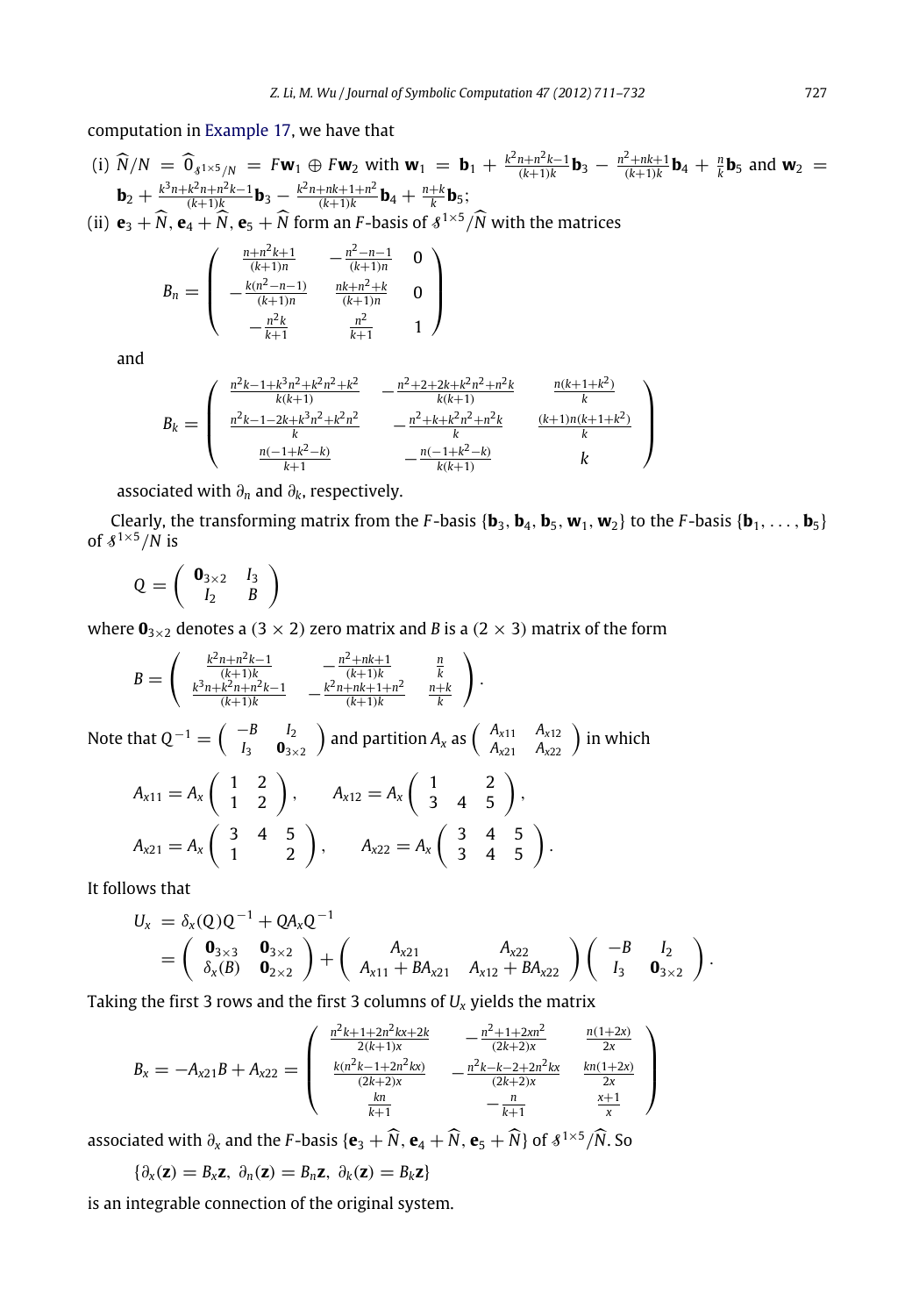computation in Example 17, we have that

(i) $\widehat{N}/N = \widehat{0}_{\mathcal{S}^{1\times 5}/N} = F\mathbf{w}_1 \oplus F\mathbf{w}_2$ with $\mathbf{w}_1 = \mathbf{b}_1 + \frac{k^2n+n^2k-1}{(k+1)k}\mathbf{b}_3 - \frac{n^2+nk+1}{(k+1)k}\mathbf{b}_4 + \frac{n}{k}\mathbf{b}_5$ and $\mathbf{w}_2 = \mathbf{b}_2 + \frac{k^3n+k^2n+n^2k-1}{(k+1)k}\mathbf{b}_3 - \frac{k^2n+nk+1+n^2}{(k+1)k}\mathbf{b}_4 + \frac{n+k}{k}\mathbf{b}_5$;

(ii) $\mathbf{e}_3 + \widehat{N}, \mathbf{e}_4 + \widehat{N}, \mathbf{e}_5 + \widehat{N}$ form an $F$-basis of $\mathcal{S}^{1\times 5}/\widehat{N}$ with the matrices

$$B_n = \begin{pmatrix} \frac{n+n^2k+1}{(k+1)n} & -\frac{n^2-n-1}{(k+1)n} & 0 \\ -\frac{k(n^2-n-1)}{(k+1)n} & \frac{nk+n^2+k}{(k+1)n} & 0 \\ -\frac{n^2k}{k+1} & \frac{n^2}{k+1} & 1 \end{pmatrix}$$

and

$$B_k = \begin{pmatrix} \frac{n^2k-1+k^3n^2+k^2n^2+k^2}{k(k+1)} & -\frac{n^2+2+2k+k^2n^2+n^2k}{k(k+1)} & \frac{n(k+1+k^2)}{k} \\ \frac{n^2k-1-2k+k^3n^2+k^2n^2}{k} & -\frac{n^2+k+k^2n^2+n^2k}{k} & \frac{(k+1)n(k+1+k^2)}{k} \\ \frac{n(-1+k^2-k)}{k+1} & -\frac{n(-1+k^2-k)}{k(k+1)} & k \end{pmatrix}$$

associated with $\partial_n$ and $\partial_k$, respectively.

Clearly, the transforming matrix from the $F$-basis $\{\mathbf{b}_3, \mathbf{b}_4, \mathbf{b}_5, \mathbf{w}_1, \mathbf{w}_2\}$ to the $F$-basis $\{\mathbf{b}_1, \ldots, \mathbf{b}_5\}$ of $\mathcal{S}^{1\times 5}/N$ is

$$Q = \begin{pmatrix} \mathbf{0}_{3\times 2} & I_3 \\ I_2 & B \end{pmatrix}$$

where $\mathbf{0}_{3\times 2}$ denotes a $(3 \times 2)$ zero matrix and $B$ is a $(2 \times 3)$ matrix of the form

$$B = \begin{pmatrix} \frac{k^2n+n^2k-1}{(k+1)k} & -\frac{n^2+nk+1}{(k+1)k} & \frac{n}{k} \\ \frac{k^3n+k^2n+n^2k-1}{(k+1)k} & -\frac{k^2n+nk+1+n^2}{(k+1)k} & \frac{n+k}{k} \end{pmatrix}.$$

Note that $Q^{-1} = \begin{pmatrix} -B & I_2 \\ I_3 & \mathbf{0}_{3\times 2} \end{pmatrix}$ and partition $A_x$ as $\begin{pmatrix} A_{x11} & A_{x12} \\ A_{x21} & A_{x22} \end{pmatrix}$ in which

$$A_{x11} = A_x \begin{pmatrix} 1 & 2 \\ 1 & 2 \end{pmatrix}, \qquad A_{x12} = A_x \begin{pmatrix} 1 & & 2 \\ 3 & 4 & 5 \end{pmatrix},$$

$$A_{x21} = A_x \begin{pmatrix} 3 & 4 & 5 \\ 1 & & 2 \end{pmatrix}, \qquad A_{x22} = A_x \begin{pmatrix} 3 & 4 & 5 \\ 3 & 4 & 5 \end{pmatrix}.$$

It follows that

$$\begin{aligned} U_x &= \delta_x(Q)Q^{-1} + QA_xQ^{-1} \\ &= \begin{pmatrix} \mathbf{0}_{3\times 3} & \mathbf{0}_{3\times 2} \\ \delta_x(B) & \mathbf{0}_{2\times 2} \end{pmatrix} + \begin{pmatrix} A_{x21} & A_{x22} \\ A_{x11} + BA_{x21} & A_{x12} + BA_{x22} \end{pmatrix} \begin{pmatrix} -B & I_2 \\ I_3 & \mathbf{0}_{3\times 2} \end{pmatrix}. \end{aligned}$$

Taking the first 3 rows and the first 3 columns of $U_x$ yields the matrix

$$B_x = -A_{x21}B + A_{x22} = \begin{pmatrix} \frac{n^2k+1+2n^2kx+2k}{2(k+1)x} & -\frac{n^2+1+2xn^2}{(2k+2)x} & \frac{n(1+2x)}{2x} \\ \frac{k(n^2k-1+2n^2kx)}{(2k+2)x} & -\frac{n^2k-k-2+2n^2kx}{(2k+2)x} & \frac{kn(1+2x)}{2x} \\ \frac{kn}{k+1} & -\frac{n}{k+1} & \frac{x+1}{x} \end{pmatrix}$$

associated with $\partial_x$ and the $F$-basis $\{\mathbf{e}_3 + \widehat{N}, \mathbf{e}_4 + \widehat{N}, \mathbf{e}_5 + \widehat{N}\}$ of $\mathcal{S}^{1\times 5}/\widehat{N}$. So

$$\{\partial_x(\mathbf{z}) = B_x\mathbf{z},\ \partial_n(\mathbf{z}) = B_n\mathbf{z},\ \partial_k(\mathbf{z}) = B_k\mathbf{z}\}$$

is an integrable connection of the original system.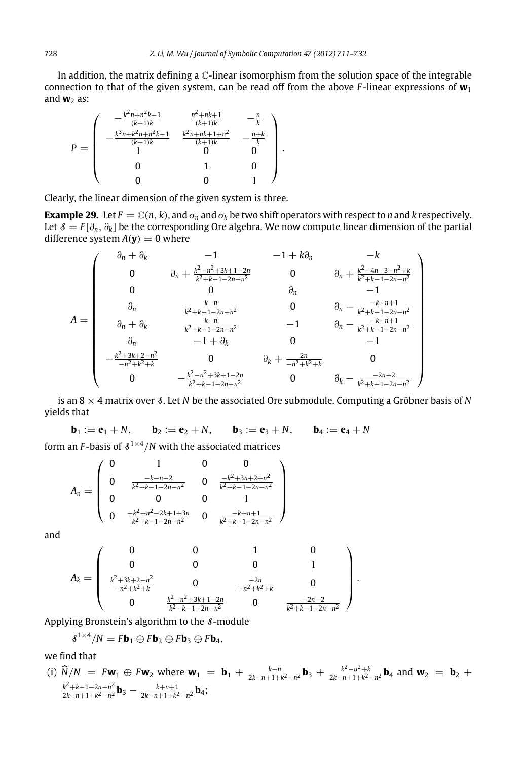In addition, the matrix defining a $\mathbb{C}$-linear isomorphism from the solution space of the integrable connection to that of the given system, can be read off from the above $F$-linear expressions of $\mathbf{w}_1$ and $\mathbf{w}_2$ as:

$$
P = \begin{pmatrix}
-\frac{k^2n+n^2k-1}{(k+1)k} & \frac{n^2+nk+1}{(k+1)k} & -\frac{n}{k} \\
-\frac{k^3n+k^2n+n^2k-1}{(k+1)k} & \frac{k^2n+nk+1+n^2}{(k+1)k} & -\frac{n+k}{k} \\
1 & 0 & 0 \\
0 & 1 & 0 \\
0 & 0 & 1
\end{pmatrix}.
$$

Clearly, the linear dimension of the given system is three.

**Example 29.** Let $F = \mathbb{C}(n, k)$, and $\sigma_n$ and $\sigma_k$ be two shift operators with respect to $n$ and $k$ respectively. Let $\mathcal{S} = F[\partial_n, \partial_k]$ be the corresponding Ore algebra. We now compute linear dimension of the partial difference system $A(\mathbf{y}) = 0$ where

$$
A = \begin{pmatrix}
\partial_n + \partial_k & -1 & -1 + k\partial_n & -k \\
0 & \partial_n + \frac{k^2-n^2+3k+1-2n}{k^2+k-1-2n-n^2} & 0 & \partial_n + \frac{k^2-4n-3-n^2+k}{k^2+k-1-2n-n^2} \\
0 & 0 & \partial_n & -1 \\
\partial_n & \frac{k-n}{k^2+k-1-2n-n^2} & 0 & \partial_n - \frac{-k+n+1}{k^2+k-1-2n-n^2} \\
\partial_n + \partial_k & \frac{k-n}{k^2+k-1-2n-n^2} & -1 & \partial_n - \frac{-k+n+1}{k^2+k-1-2n-n^2} \\
\partial_n & -1 + \partial_k & 0 & -1 \\
-\frac{k^2+3k+2-n^2}{-n^2+k^2+k} & 0 & \partial_k + \frac{2n}{-n^2+k^2+k} & 0 \\
0 & -\frac{k^2-n^2+3k+1-2n}{k^2+k-1-2n-n^2} & 0 & \partial_k - \frac{-2n-2}{k^2+k-1-2n-n^2}
\end{pmatrix}
$$

is an $8 \times 4$ matrix over $\mathcal{S}$. Let $N$ be the associated Ore submodule. Computing a Gröbner basis of $N$ yields that

$$
\mathbf{b}_1 := \mathbf{e}_1 + N, \qquad \mathbf{b}_2 := \mathbf{e}_2 + N, \qquad \mathbf{b}_3 := \mathbf{e}_3 + N, \qquad \mathbf{b}_4 := \mathbf{e}_4 + N
$$

form an $F$-basis of $\mathcal{S}^{1\times 4}/N$ with the associated matrices

$$
A_n = \begin{pmatrix}
0 & 1 & 0 & 0 \\
0 & \frac{-k-n-2}{k^2+k-1-2n-n^2} & 0 & \frac{-k^2+3n+2+n^2}{k^2+k-1-2n-n^2} \\
0 & 0 & 0 & 1 \\
0 & \frac{-k^2+n^2-2k+1+3n}{k^2+k-1-2n-n^2} & 0 & \frac{-k+n+1}{k^2+k-1-2n-n^2}
\end{pmatrix}
$$

and

$$
A_k = \begin{pmatrix}
0 & 0 & 1 & 0 \\
0 & 0 & 0 & 1 \\
\frac{k^2+3k+2-n^2}{-n^2+k^2+k} & 0 & \frac{-2n}{-n^2+k^2+k} & 0 \\
0 & \frac{k^2-n^2+3k+1-2n}{k^2+k-1-2n-n^2} & 0 & \frac{-2n-2}{k^2+k-1-2n-n^2}
\end{pmatrix}.
$$

Applying Bronstein's algorithm to the $\mathcal{S}$-module

$$
\mathcal{S}^{1\times 4}/N = F\mathbf{b}_1 \oplus F\mathbf{b}_2 \oplus F\mathbf{b}_3 \oplus F\mathbf{b}_4,
$$

we find that

(i) $\widehat{N}/N = F\mathbf{w}_1 \oplus F\mathbf{w}_2$ where $\mathbf{w}_1 = \mathbf{b}_1 + \frac{k-n}{2k-n+1+k^2-n^2}\mathbf{b}_3 + \frac{k^2-n^2+k}{2k-n+1+k^2-n^2}\mathbf{b}_4$ and $\mathbf{w}_2 = \mathbf{b}_2 + \frac{k^2+k-1-2n-n^2}{2k-n+1+k^2-n^2}\mathbf{b}_3 - \frac{k+n+1}{2k-n+1+k^2-n^2}\mathbf{b}_4$;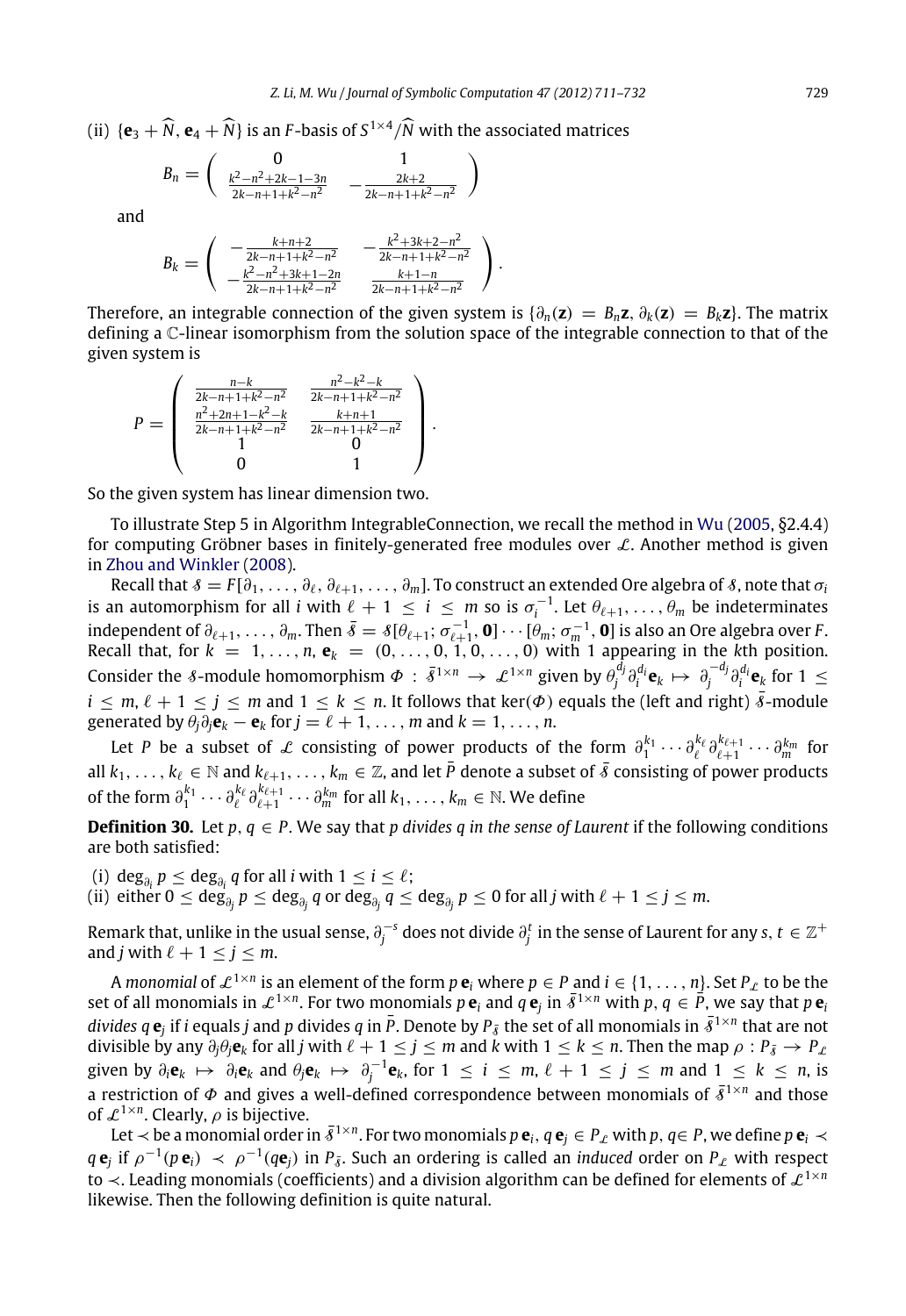(ii) $\{\mathbf{e}_3 + \widehat{N}, \mathbf{e}_4 + \widehat{N}\}$ is an $F$-basis of $S^{1\times 4}/\widehat{N}$ with the associated matrices

$$B_n = \begin{pmatrix} 0 & 1 \\ \frac{k^2-n^2+2k-1-3n}{2k-n+1+k^2-n^2} & -\frac{2k+2}{2k-n+1+k^2-n^2} \end{pmatrix}$$

and

$$B_k = \begin{pmatrix} -\frac{k+n+2}{2k-n+1+k^2-n^2} & -\frac{k^2+3k+2-n^2}{2k-n+1+k^2-n^2} \\ -\frac{k^2-n^2+3k+1-2n}{2k-n+1+k^2-n^2} & \frac{k+1-n}{2k-n+1+k^2-n^2} \end{pmatrix}.$$

Therefore, an integrable connection of the given system is $\{\partial_n(\mathbf{z}) = B_n\mathbf{z}, \partial_k(\mathbf{z}) = B_k\mathbf{z}\}$. The matrix defining a $\mathbb{C}$-linear isomorphism from the solution space of the integrable connection to that of the given system is

$$P = \begin{pmatrix} \frac{n-k}{2k-n+1+k^2-n^2} & \frac{n^2-k^2-k}{2k-n+1+k^2-n^2} \\ \frac{n^2+2n+1-k^2-k}{2k-n+1+k^2-n^2} & \frac{k+n+1}{2k-n+1+k^2-n^2} \\ 1 & 0 \\ 0 & 1 \end{pmatrix}.$$

So the given system has linear dimension two.

To illustrate Step 5 in Algorithm IntegrableConnection, we recall the method in Wu (2005, §2.4.4) for computing Gröbner bases in finitely-generated free modules over $\mathcal{L}$. Another method is given in Zhou and Winkler (2008).

Recall that $\mathcal{S} = F[\partial_1, \ldots, \partial_\ell, \partial_{\ell+1}, \ldots, \partial_m]$. To construct an extended Ore algebra of $\mathcal{S}$, note that $\sigma_i$ is an automorphism for all $i$ with $\ell + 1 \le i \le m$ so is $\sigma_i^{-1}$. Let $\theta_{\ell+1}, \ldots, \theta_m$ be indeterminates independent of $\partial_{\ell+1}, \ldots, \partial_m$. Then $\bar{\mathcal{S}} = \mathcal{S}[\theta_{\ell+1}; \sigma_{\ell+1}^{-1}, \mathbf{0}] \cdots [\theta_m; \sigma_m^{-1}, \mathbf{0}]$ is also an Ore algebra over $F$. Recall that, for $k = 1, \ldots, n$, $\mathbf{e}_k = (0, \ldots, 0, 1, 0, \ldots, 0)$ with 1 appearing in the $k$th position. Consider the $\mathcal{S}$-module homomorphism $\Phi : \bar{\mathcal{S}}^{1\times n} \to \mathcal{L}^{1\times n}$ given by $\theta_j^{d_j}\partial_i^{d_i}\mathbf{e}_k \mapsto \partial_j^{-d_j}\partial_i^{d_i}\mathbf{e}_k$ for $1 \le i \le m$, $\ell + 1 \le j \le m$ and $1 \le k \le n$. It follows that $\ker(\Phi)$ equals the (left and right) $\bar{\mathcal{S}}$-module generated by $\theta_j\partial_j\mathbf{e}_k - \mathbf{e}_k$ for $j = \ell + 1, \ldots, m$ and $k = 1, \ldots, n$.

Let $P$ be a subset of $\mathcal{L}$ consisting of power products of the form $\partial_1^{k_1} \cdots \partial_\ell^{k_\ell}\partial_{\ell+1}^{k_{\ell+1}} \cdots \partial_m^{k_m}$ for all $k_1, \ldots, k_\ell \in \mathbb{N}$ and $k_{\ell+1}, \ldots, k_m \in \mathbb{Z}$, and let $\bar{P}$ denote a subset of $\bar{\mathcal{S}}$ consisting of power products of the form $\partial_1^{k_1} \cdots \partial_\ell^{k_\ell}\partial_{\ell+1}^{k_{\ell+1}} \cdots \partial_m^{k_m}$ for all $k_1, \ldots, k_m \in \mathbb{N}$. We define

**Definition 30.** Let $p, q \in P$. We say that *p divides q in the sense of Laurent* if the following conditions are both satisfied:

(i) $\deg_{\partial_i} p \le \deg_{\partial_i} q$ for all $i$ with $1 \le i \le \ell$;
(ii) either $0 \le \deg_{\partial_j} p \le \deg_{\partial_j} q$ or $\deg_{\partial_j} q \le \deg_{\partial_j} p \le 0$ for all $j$ with $\ell + 1 \le j \le m$.

Remark that, unlike in the usual sense, $\partial_j^{-s}$ does not divide $\partial_j^t$ in the sense of Laurent for any $s, t \in \mathbb{Z}^+$ and $j$ with $\ell + 1 \le j \le m$.

A *monomial* of $\mathcal{L}^{1\times n}$ is an element of the form $p\,\mathbf{e}_i$ where $p \in P$ and $i \in \{1, \ldots, n\}$. Set $P_{\mathcal{L}}$ to be the set of all monomials in $\mathcal{L}^{1\times n}$. For two monomials $p\,\mathbf{e}_i$ and $q\,\mathbf{e}_j$ in $\bar{\mathcal{S}}^{1\times n}$ with $p, q \in \bar{P}$, we say that $p\,\mathbf{e}_i$ *divides* $q\,\mathbf{e}_j$ if $i$ equals $j$ and $p$ divides $q$ in $\bar{P}$. Denote by $P_{\bar{\mathcal{S}}}$ the set of all monomials in $\bar{\mathcal{S}}^{1\times n}$ that are not divisible by any $\partial_j\theta_j\mathbf{e}_k$ for all $j$ with $\ell + 1 \le j \le m$ and $k$ with $1 \le k \le n$. Then the map $\rho : P_{\bar{\mathcal{S}}} \to P_{\mathcal{L}}$ given by $\partial_i\mathbf{e}_k \mapsto \partial_i\mathbf{e}_k$ and $\theta_j\mathbf{e}_k \mapsto \partial_j^{-1}\mathbf{e}_k$, for $1 \le i \le m$, $\ell + 1 \le j \le m$ and $1 \le k \le n$, is a restriction of $\Phi$ and gives a well-defined correspondence between monomials of $\bar{\mathcal{S}}^{1\times n}$ and those of $\mathcal{L}^{1\times n}$. Clearly, $\rho$ is bijective.

Let $\prec$ be a monomial order in $\bar{\mathcal{S}}^{1\times n}$. For two monomials $p\,\mathbf{e}_i, q\,\mathbf{e}_j \in P_{\mathcal{L}}$ with $p, q \in P$, we define $p\,\mathbf{e}_i \prec q\,\mathbf{e}_j$ if $\rho^{-1}(p\,\mathbf{e}_i) \prec \rho^{-1}(q\mathbf{e}_j)$ in $P_{\bar{\mathcal{S}}}$. Such an ordering is called an *induced* order on $P_{\mathcal{L}}$ with respect to $\prec$. Leading monomials (coefficients) and a division algorithm can be defined for elements of $\mathcal{L}^{1\times n}$ likewise. Then the following definition is quite natural.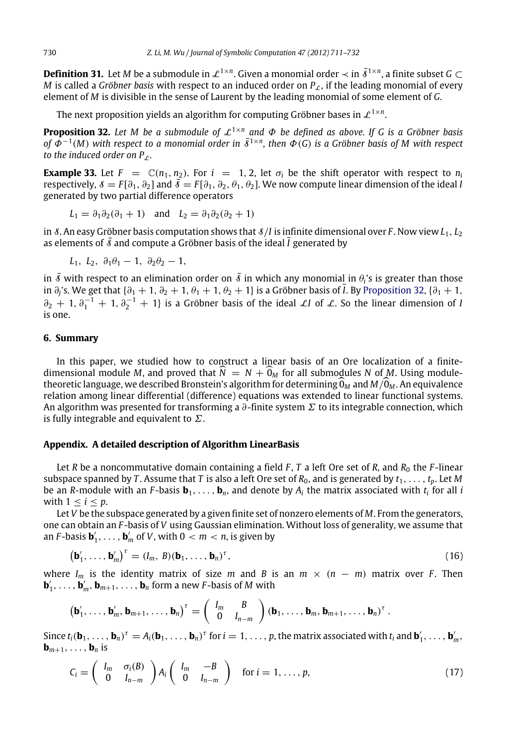**Definition 31.** Let $M$ be a submodule in $\mathcal{L}^{1\times n}$. Given a monomial order $\prec$ in $\bar{\mathcal{S}}^{1\times n}$, a finite subset $G \subset M$ is called a *Gröbner basis* with respect to an induced order on $P_{\mathcal{L}}$, if the leading monomial of every element of $M$ is divisible in the sense of Laurent by the leading monomial of some element of $G$.

The next proposition yields an algorithm for computing Gröbner bases in $\mathcal{L}^{1\times n}$.

**Proposition 32.** *Let $M$ be a submodule of $\mathcal{L}^{1\times n}$ and $\Phi$ be defined as above. If $G$ is a Gröbner basis of $\Phi^{-1}(M)$ with respect to a monomial order in $\bar{\mathcal{S}}^{1\times n}$, then $\Phi(G)$ is a Gröbner basis of $M$ with respect to the induced order on $P_{\mathcal{L}}$.*

**Example 33.** Let $F = \mathbb{C}(n_1, n_2)$. For $i = 1, 2$, let $\sigma_i$ be the shift operator with respect to $n_i$ respectively, $\mathcal{S} = F[\partial_1, \partial_2]$ and $\bar{\mathcal{S}} = F[\partial_1, \partial_2, \theta_1, \theta_2]$. We now compute linear dimension of the ideal $I$ generated by two partial difference operators

$$L_1 = \partial_1\partial_2(\partial_1 + 1) \quad \text{and} \quad L_2 = \partial_1\partial_2(\partial_2 + 1)$$

in $\mathcal{S}$. An easy Gröbner basis computation shows that $\mathcal{S}/I$ is infinite dimensional over $F$. Now view $L_1, L_2$ as elements of $\bar{\mathcal{S}}$ and compute a Gröbner basis of the ideal $\bar{I}$ generated by

$$L_1, \; L_2, \; \partial_1\theta_1 - 1, \; \partial_2\theta_2 - 1,$$

in $\bar{\mathcal{S}}$ with respect to an elimination order on $\bar{\mathcal{S}}$ in which any monomial in $\theta_i$'s is greater than those in $\partial_j$'s. We get that $\{\partial_1 + 1, \partial_2 + 1, \theta_1 + 1, \theta_2 + 1\}$ is a Gröbner basis of $\bar{I}$. By Proposition 32, $\{\partial_1 + 1, \partial_2 + 1, \partial_1^{-1} + 1, \partial_2^{-1} + 1\}$ is a Gröbner basis of the ideal $\mathcal{L}I$ of $\mathcal{L}$. So the linear dimension of $I$ is one.

## 6. Summary

In this paper, we studied how to construct a linear basis of an Ore localization of a finite-dimensional module $M$, and proved that $\widehat{N} = N + \widehat{0}_M$ for all submodules $N$ of $M$. Using module-theoretic language, we described Bronstein's algorithm for determining $\widehat{0}_M$ and $M/\widehat{0}_M$. An equivalence relation among linear differential (difference) equations was extended to linear functional systems. An algorithm was presented for transforming a $\partial$-finite system $\Sigma$ to its integrable connection, which is fully integrable and equivalent to $\Sigma$.

## Appendix. A detailed description of Algorithm LinearBasis

Let $R$ be a noncommutative domain containing a field $F$, $T$ a left Ore set of $R$, and $R_0$ the $F$-linear subspace spanned by $T$. Assume that $T$ is also a left Ore set of $R_0$, and is generated by $t_1, \ldots, t_p$. Let $M$ be an $R$-module with an $F$-basis $\mathbf{b}_1, \ldots, \mathbf{b}_n$, and denote by $A_i$ the matrix associated with $t_i$ for all $i$ with $1 \leq i \leq p$.

Let $V$ be the subspace generated by a given finite set of nonzero elements of $M$. From the generators, one can obtain an $F$-basis of $V$ using Gaussian elimination. Without loss of generality, we assume that an $F$-basis $\mathbf{b}'_1, \ldots, \mathbf{b}'_m$ of $V$, with $0 < m < n$, is given by

$$\left(\mathbf{b}'_1, \ldots, \mathbf{b}'_m\right)^\tau = (I_m, \; B)(\mathbf{b}_1, \ldots, \mathbf{b}_n)^\tau, \tag{16}$$

where $I_m$ is the identity matrix of size $m$ and $B$ is an $m \times (n - m)$ matrix over $F$. Then $\mathbf{b}'_1, \ldots, \mathbf{b}'_m, \mathbf{b}_{m+1}, \ldots, \mathbf{b}_n$ form a new $F$-basis of $M$ with

$$\left(\mathbf{b}'_1, \ldots, \mathbf{b}'_m, \mathbf{b}_{m+1}, \ldots, \mathbf{b}_n\right)^\tau = \begin{pmatrix} I_m & B \\ 0 & I_{n-m} \end{pmatrix} (\mathbf{b}_1, \ldots, \mathbf{b}_m, \mathbf{b}_{m+1}, \ldots, \mathbf{b}_n)^\tau .$$

Since $t_i(\mathbf{b}_1, \ldots, \mathbf{b}_n)^\tau = A_i(\mathbf{b}_1, \ldots, \mathbf{b}_n)^\tau$ for $i = 1, \ldots, p$, the matrix associated with $t_i$ and $\mathbf{b}'_1, \ldots, \mathbf{b}'_m, \mathbf{b}_{m+1}, \ldots, \mathbf{b}_n$ is

$$C_i = \begin{pmatrix} I_m & \sigma_i(B) \\ 0 & I_{n-m} \end{pmatrix} A_i \begin{pmatrix} I_m & -B \\ 0 & I_{n-m} \end{pmatrix} \quad \text{for } i = 1, \ldots, p, \tag{17}$$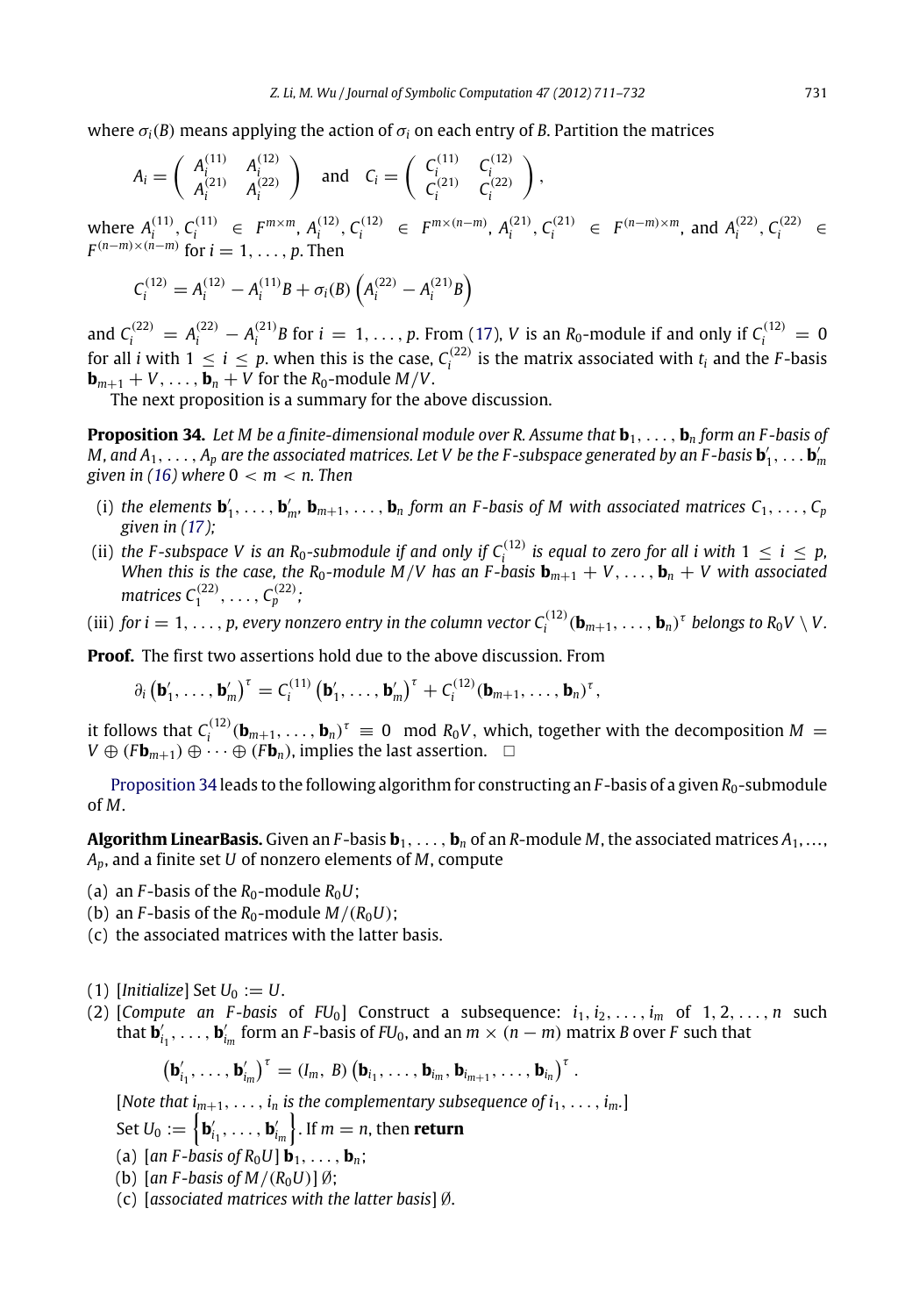where $\sigma_i(B)$ means applying the action of $\sigma_i$ on each entry of $B$. Partition the matrices

$$A_i = \begin{pmatrix} A_i^{(11)} & A_i^{(12)} \\ A_i^{(21)} & A_i^{(22)} \end{pmatrix} \quad \text{and} \quad C_i = \begin{pmatrix} C_i^{(11)} & C_i^{(12)} \\ C_i^{(21)} & C_i^{(22)} \end{pmatrix},$$

where $A_i^{(11)}, C_i^{(11)} \in F^{m \times m}$, $A_i^{(12)}, C_i^{(12)} \in F^{m \times (n-m)}$, $A_i^{(21)}, C_i^{(21)} \in F^{(n-m) \times m}$, and $A_i^{(22)}, C_i^{(22)} \in F^{(n-m)\times(n-m)}$ for $i = 1, \ldots, p$. Then

$$C_i^{(12)} = A_i^{(12)} - A_i^{(11)} B + \sigma_i(B) \left( A_i^{(22)} - A_i^{(21)} B \right)$$

and $C_i^{(22)} = A_i^{(22)} - A_i^{(21)} B$ for $i = 1, \ldots, p$. From (17), $V$ is an $R_0$-module if and only if $C_i^{(12)} = 0$ for all $i$ with $1 \le i \le p$. when this is the case, $C_i^{(22)}$ is the matrix associated with $t_i$ and the $F$-basis $\mathbf{b}_{m+1} + V, \ldots, \mathbf{b}_n + V$ for the $R_0$-module $M/V$.

The next proposition is a summary for the above discussion.

**Proposition 34.** *Let $M$ be a finite-dimensional module over $R$. Assume that $\mathbf{b}_1, \ldots, \mathbf{b}_n$ form an $F$-basis of $M$, and $A_1, \ldots, A_p$ are the associated matrices. Let $V$ be the $F$-subspace generated by an $F$-basis $\mathbf{b}'_1, \ldots \mathbf{b}'_m$ given in (16) where $0 < m < n$. Then*

- (i) *the elements $\mathbf{b}'_1, \ldots, \mathbf{b}'_m$, $\mathbf{b}_{m+1}, \ldots, \mathbf{b}_n$ form an $F$-basis of $M$ with associated matrices $C_1, \ldots, C_p$ given in (17);*
- (ii) *the $F$-subspace $V$ is an $R_0$-submodule if and only if $C_i^{(12)}$ is equal to zero for all $i$ with $1 \le i \le p$, When this is the case, the $R_0$-module $M/V$ has an $F$-basis $\mathbf{b}_{m+1} + V, \ldots, \mathbf{b}_n + V$ with associated matrices $C_1^{(22)}, \ldots, C_p^{(22)}$;*
- (iii) *for $i = 1, \ldots, p$, every nonzero entry in the column vector $C_i^{(12)}(\mathbf{b}_{m+1}, \ldots, \mathbf{b}_n)^\tau$ belongs to $R_0V \setminus V$.*

**Proof.** The first two assertions hold due to the above discussion. From

$$\partial_i \left( \mathbf{b}'_1, \ldots, \mathbf{b}'_m \right)^\tau = C_i^{(11)} \left( \mathbf{b}'_1, \ldots, \mathbf{b}'_m \right)^\tau + C_i^{(12)} (\mathbf{b}_{m+1}, \ldots, \mathbf{b}_n)^\tau,$$

it follows that $C_i^{(12)}(\mathbf{b}_{m+1}, \ldots, \mathbf{b}_n)^\tau \equiv 0 \mod R_0V$, which, together with the decomposition $M = V \oplus (F\mathbf{b}_{m+1}) \oplus \cdots \oplus (F\mathbf{b}_n)$, implies the last assertion. $\square$

Proposition 34 leads to the following algorithm for constructing an $F$-basis of a given $R_0$-submodule of $M$.

**Algorithm LinearBasis.** Given an $F$-basis $\mathbf{b}_1, \ldots, \mathbf{b}_n$ of an $R$-module $M$, the associated matrices $A_1, \ldots, A_p$, and a finite set $U$ of nonzero elements of $M$, compute

- (a) an $F$-basis of the $R_0$-module $R_0U$;
- (b) an $F$-basis of the $R_0$-module $M/(R_0U)$;
- (c) the associated matrices with the latter basis.

(1) [*Initialize*] Set $U_0 := U$.

(2) [*Compute an $F$-basis of $FU_0$*] Construct a subsequence: $i_1, i_2, \ldots, i_m$ of $1, 2, \ldots, n$ such that $\mathbf{b}'_{i_1}, \ldots, \mathbf{b}'_{i_m}$ form an $F$-basis of $FU_0$, and an $m \times (n-m)$ matrix $B$ over $F$ such that

$$\left( \mathbf{b}'_{i_1}, \ldots, \mathbf{b}'_{i_m} \right)^\tau = (I_m, \ B) \left( \mathbf{b}_{i_1}, \ldots, \mathbf{b}_{i_m}, \mathbf{b}_{i_{m+1}}, \ldots, \mathbf{b}_{i_n} \right)^\tau.$$

[*Note that $i_{m+1}, \ldots, i_n$ is the complementary subsequence of $i_1, \ldots, i_m$.*]

Set $U_0 := \left\{ \mathbf{b}'_{i_1}, \ldots, \mathbf{b}'_{i_m} \right\}$. If $m = n$, then **return**

- (a) [*an $F$-basis of $R_0U$*] $\mathbf{b}_1, \ldots, \mathbf{b}_n$;
- (b) [*an $F$-basis of $M/(R_0U)$*] $\emptyset$;
- (c) [*associated matrices with the latter basis*] $\emptyset$.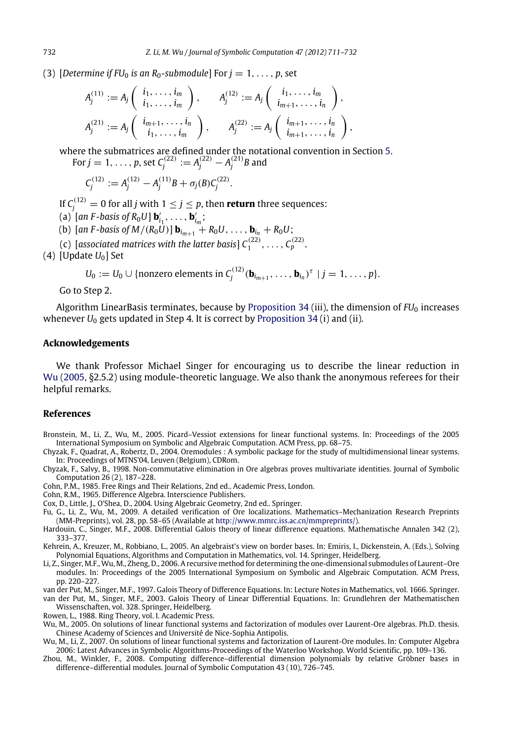(3) [*Determine if $FU_0$ is an $R_0$-submodule*] For $j = 1, \ldots, p$, set

$$A_j^{(11)} := A_j \begin{pmatrix} i_1, \ldots, i_m \\ i_1, \ldots, i_m \end{pmatrix}, \qquad A_j^{(12)} := A_j \begin{pmatrix} i_1, \ldots, i_m \\ i_{m+1}, \ldots, i_n \end{pmatrix},$$

$$A_j^{(21)} := A_j \begin{pmatrix} i_{m+1}, \ldots, i_n \\ i_1, \ldots, i_m \end{pmatrix}, \qquad A_j^{(22)} := A_j \begin{pmatrix} i_{m+1}, \ldots, i_n \\ i_{m+1}, \ldots, i_n \end{pmatrix},$$

where the submatrices are defined under the notational convention in Section 5.

For $j = 1, \ldots, p$, set $C_j^{(22)} := A_j^{(22)} - A_j^{(21)} B$ and

$$C_j^{(12)} := A_j^{(12)} - A_j^{(11)} B + \sigma_j(B) C_j^{(22)}.$$

If $C_j^{(12)} = 0$ for all $j$ with $1 \leq j \leq p$, then **return** three sequences:

(a) [*an $F$-basis of $R_0U$*] $\mathbf{b}'_{i_1}, \ldots, \mathbf{b}'_{i_m}$;

(b) [*an $F$-basis of $M/(R_0U)$*] $\mathbf{b}_{i_{m+1}} + R_0U, \ldots, \mathbf{b}_{i_n} + R_0U$;

(c) [*associated matrices with the latter basis*] $C_1^{(22)}, \ldots, C_p^{(22)}$.

(4) [Update $U_0$] Set

$$U_0 := U_0 \cup \{\text{nonzero elements in } C_j^{(12)} (\mathbf{b}_{i_{m+1}}, \ldots, \mathbf{b}_{i_n})^{\tau} \mid j = 1, \ldots, p\}.$$

Go to Step 2.

Algorithm LinearBasis terminates, because by Proposition 34 (iii), the dimension of $FU_0$ increases whenever $U_0$ gets updated in Step 4. It is correct by Proposition 34 (i) and (ii).

## Acknowledgements

We thank Professor Michael Singer for encouraging us to describe the linear reduction in Wu (2005, §2.5.2) using module-theoretic language. We also thank the anonymous referees for their helpful remarks.

## References

Bronstein, M., Li, Z., Wu, M., 2005. Picard–Vessiot extensions for linear functional systems. In: Proceedings of the 2005 International Symposium on Symbolic and Algebraic Computation. ACM Press, pp. 68–75.

Chyzak, F., Quadrat, A., Robertz, D., 2004. Oremodules : A symbolic package for the study of multidimensional linear systems. In: Proceedings of MTNS'04, Leuven (Belgium), CDRom.

Chyzak, F., Salvy, B., 1998. Non-commutative elimination in Ore algebras proves multivariate identities. Journal of Symbolic Computation 26 (2), 187–228.

Cohn, P.M., 1985. Free Rings and Their Relations, 2nd ed.. Academic Press, London.

Cohn, R.M., 1965. Difference Algebra. Interscience Publishers.

Cox, D., Little, J., O'Shea, D., 2004. Using Algebraic Geometry, 2nd ed.. Springer.

Fu, G., Li, Z., Wu, M., 2009. A detailed verification of Ore localizations. Mathematics–Mechanization Research Preprints (MM-Preprints), vol. 28, pp. 58–65 (Available at http://www.mmrc.iss.ac.cn/mmpreprints/).

Hardouin, C., Singer, M.F., 2008. Differential Galois theory of linear difference equations. Mathematische Annalen 342 (2), 333–377.

Kehrein, A., Kreuzer, M., Robbiano, L., 2005. An algebraist's view on border bases. In: Emiris, I., Dickenstein, A. (Eds.), Solving Polynomial Equations, Algorithms and Computation in Mathematics, vol. 14. Springer, Heidelberg.

Li, Z., Singer, M.F., Wu, M., Zheng, D., 2006. A recursive method for determining the one-dimensional submodules of Laurent–Ore modules. In: Proceedings of the 2005 International Symposium on Symbolic and Algebraic Computation. ACM Press, pp. 220–227.

van der Put, M., Singer, M.F., 1997. Galois Theory of Difference Equations. In: Lecture Notes in Mathematics, vol. 1666. Springer.

van der Put, M., Singer, M.F., 2003. Galois Theory of Linear Differential Equations. In: Grundlehren der Mathematischen Wissenschaften, vol. 328. Springer, Heidelberg.

Rowen, L., 1988. Ring Theory, vol. I. Academic Press.

Wu, M., 2005. On solutions of linear functional systems and factorization of modules over Laurent-Ore algebras. Ph.D. thesis. Chinese Academy of Sciences and Université de Nice-Sophia Antipolis.

Wu, M., Li, Z., 2007. On solutions of linear functional systems and factorization of Laurent-Ore modules. In: Computer Algebra 2006: Latest Advances in Symbolic Algorithms-Proceedings of the Waterloo Workshop. World Scientific, pp. 109–136.

Zhou, M., Winkler, F., 2008. Computing difference–differential dimension polynomials by relative Gröbner bases in difference–differential modules. Journal of Symbolic Computation 43 (10), 726–745.